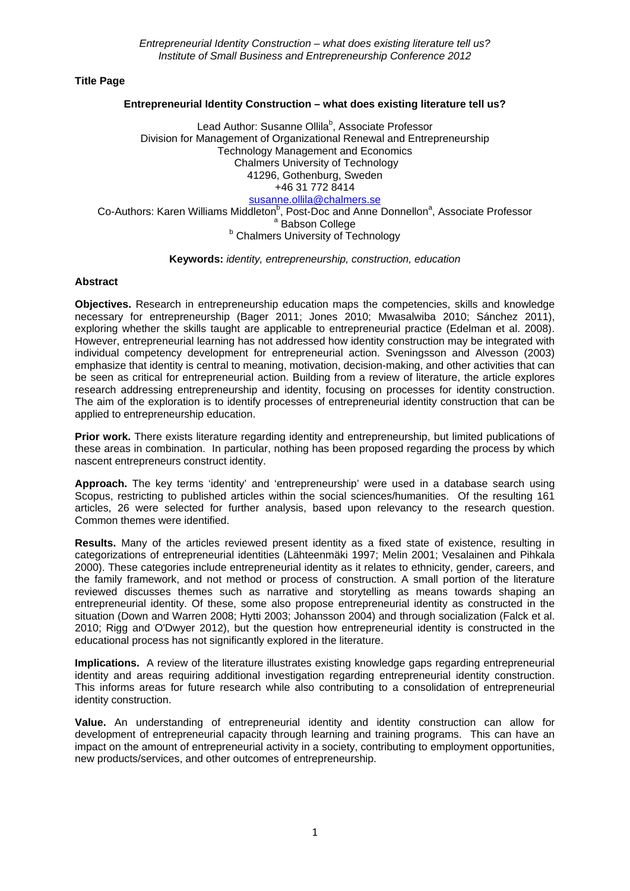**Title Page**

## Entrepreneurial Identity Construction – what does existing literature tell us?

Lead Author: Susanne Ollila[b], Associate Professor
Division for Management of Organizational Renewal and Entrepreneurship
Technology Management and Economics
Chalmers University of Technology
41296, Gothenburg, Sweden
+46 31 772 8414
susanne.ollila@chalmers.se
Co-Authors: Karen Williams Middleton[b], Post-Doc and Anne Donnellon[a], Associate Professor
[a] Babson College
[b] Chalmers University of Technology

**Keywords:** *identity, entrepreneurship, construction, education*

### Abstract

**Objectives.** Research in entrepreneurship education maps the competencies, skills and knowledge necessary for entrepreneurship (Bager 2011; Jones 2010; Mwasalwiba 2010; Sánchez 2011), exploring whether the skills taught are applicable to entrepreneurial practice (Edelman et al. 2008). However, entrepreneurial learning has not addressed how identity construction may be integrated with individual competency development for entrepreneurial action. Sveningsson and Alvesson (2003) emphasize that identity is central to meaning, motivation, decision-making, and other activities that can be seen as critical for entrepreneurial action. Building from a review of literature, the article explores research addressing entrepreneurship and identity, focusing on processes for identity construction. The aim of the exploration is to identify processes of entrepreneurial identity construction that can be applied to entrepreneurship education.

**Prior work.** There exists literature regarding identity and entrepreneurship, but limited publications of these areas in combination. In particular, nothing has been proposed regarding the process by which nascent entrepreneurs construct identity.

**Approach.** The key terms 'identity' and 'entrepreneurship' were used in a database search using Scopus, restricting to published articles within the social sciences/humanities. Of the resulting 161 articles, 26 were selected for further analysis, based upon relevancy to the research question. Common themes were identified.

**Results.** Many of the articles reviewed present identity as a fixed state of existence, resulting in categorizations of entrepreneurial identities (Lähteenmäki 1997; Melin 2001; Vesalainen and Pihkala 2000). These categories include entrepreneurial identity as it relates to ethnicity, gender, careers, and the family framework, and not method or process of construction. A small portion of the literature reviewed discusses themes such as narrative and storytelling as means towards shaping an entrepreneurial identity. Of these, some also propose entrepreneurial identity as constructed in the situation (Down and Warren 2008; Hytti 2003; Johansson 2004) and through socialization (Falck et al. 2010; Rigg and O'Dwyer 2012), but the question how entrepreneurial identity is constructed in the educational process has not significantly explored in the literature.

**Implications.** A review of the literature illustrates existing knowledge gaps regarding entrepreneurial identity and areas requiring additional investigation regarding entrepreneurial identity construction. This informs areas for future research while also contributing to a consolidation of entrepreneurial identity construction.

**Value.** An understanding of entrepreneurial identity and identity construction can allow for development of entrepreneurial capacity through learning and training programs. This can have an impact on the amount of entrepreneurial activity in a society, contributing to employment opportunities, new products/services, and other outcomes of entrepreneurship.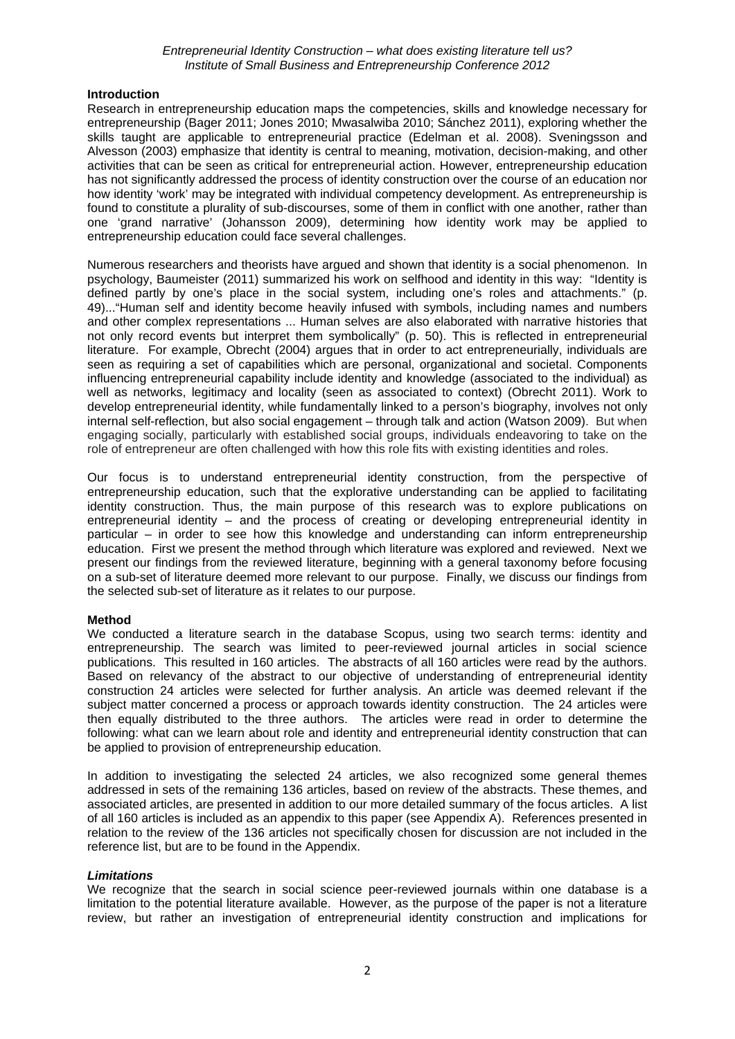## Introduction

Research in entrepreneurship education maps the competencies, skills and knowledge necessary for entrepreneurship (Bager 2011; Jones 2010; Mwasalwiba 2010; Sánchez 2011), exploring whether the skills taught are applicable to entrepreneurial practice (Edelman et al. 2008). Sveningsson and Alvesson (2003) emphasize that identity is central to meaning, motivation, decision-making, and other activities that can be seen as critical for entrepreneurial action. However, entrepreneurship education has not significantly addressed the process of identity construction over the course of an education nor how identity 'work' may be integrated with individual competency development. As entrepreneurship is found to constitute a plurality of sub-discourses, some of them in conflict with one another, rather than one 'grand narrative' (Johansson 2009), determining how identity work may be applied to entrepreneurship education could face several challenges.

Numerous researchers and theorists have argued and shown that identity is a social phenomenon. In psychology, Baumeister (2011) summarized his work on selfhood and identity in this way: "Identity is defined partly by one's place in the social system, including one's roles and attachments." (p. 49)..."Human self and identity become heavily infused with symbols, including names and numbers and other complex representations ... Human selves are also elaborated with narrative histories that not only record events but interpret them symbolically" (p. 50). This is reflected in entrepreneurial literature. For example, Obrecht (2004) argues that in order to act entrepreneurially, individuals are seen as requiring a set of capabilities which are personal, organizational and societal. Components influencing entrepreneurial capability include identity and knowledge (associated to the individual) as well as networks, legitimacy and locality (seen as associated to context) (Obrecht 2011). Work to develop entrepreneurial identity, while fundamentally linked to a person's biography, involves not only internal self-reflection, but also social engagement – through talk and action (Watson 2009). But when engaging socially, particularly with established social groups, individuals endeavoring to take on the role of entrepreneur are often challenged with how this role fits with existing identities and roles.

Our focus is to understand entrepreneurial identity construction, from the perspective of entrepreneurship education, such that the explorative understanding can be applied to facilitating identity construction. Thus, the main purpose of this research was to explore publications on entrepreneurial identity – and the process of creating or developing entrepreneurial identity in particular – in order to see how this knowledge and understanding can inform entrepreneurship education. First we present the method through which literature was explored and reviewed. Next we present our findings from the reviewed literature, beginning with a general taxonomy before focusing on a sub-set of literature deemed more relevant to our purpose. Finally, we discuss our findings from the selected sub-set of literature as it relates to our purpose.

## Method

We conducted a literature search in the database Scopus, using two search terms: identity and entrepreneurship. The search was limited to peer-reviewed journal articles in social science publications. This resulted in 160 articles. The abstracts of all 160 articles were read by the authors. Based on relevancy of the abstract to our objective of understanding of entrepreneurial identity construction 24 articles were selected for further analysis. An article was deemed relevant if the subject matter concerned a process or approach towards identity construction. The 24 articles were then equally distributed to the three authors. The articles were read in order to determine the following: what can we learn about role and identity and entrepreneurial identity construction that can be applied to provision of entrepreneurship education.

In addition to investigating the selected 24 articles, we also recognized some general themes addressed in sets of the remaining 136 articles, based on review of the abstracts. These themes, and associated articles, are presented in addition to our more detailed summary of the focus articles. A list of all 160 articles is included as an appendix to this paper (see Appendix A). References presented in relation to the review of the 136 articles not specifically chosen for discussion are not included in the reference list, but are to be found in the Appendix.

### *Limitations*

We recognize that the search in social science peer-reviewed journals within one database is a limitation to the potential literature available. However, as the purpose of the paper is not a literature review, but rather an investigation of entrepreneurial identity construction and implications for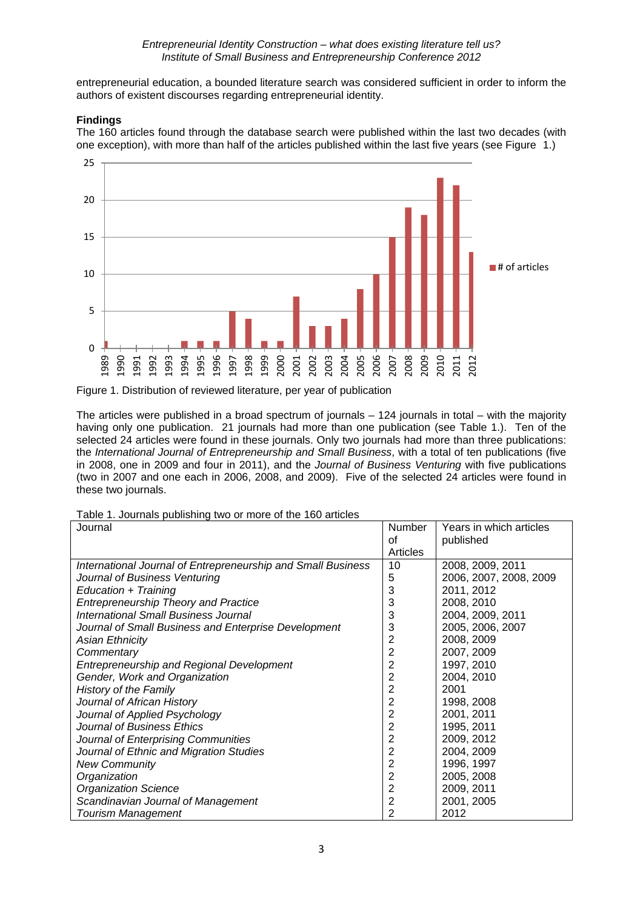entrepreneurial education, a bounded literature search was considered sufficient in order to inform the authors of existent discourses regarding entrepreneurial identity.

**Findings**

The 160 articles found through the database search were published within the last two decades (with one exception), with more than half of the articles published within the last five years (see Figure 1.)

Figure 1. Distribution of reviewed literature, per year of publication

The articles were published in a broad spectrum of journals – 124 journals in total – with the majority having only one publication. 21 journals had more than one publication (see Table 1.). Ten of the selected 24 articles were found in these journals. Only two journals had more than three publications: the *International Journal of Entrepreneurship and Small Business*, with a total of ten publications (five in 2008, one in 2009 and four in 2011), and the *Journal of Business Venturing* with five publications (two in 2007 and one each in 2006, 2008, and 2009). Five of the selected 24 articles were found in these two journals.

Table 1. Journals publishing two or more of the 160 articles

| Journal | Number of Articles | Years in which articles published |
|---|---|---|
| *International Journal of Entrepreneurship and Small Business* | 10 | 2008, 2009, 2011 |
| *Journal of Business Venturing* | 5 | 2006, 2007, 2008, 2009 |
| *Education + Training* | 3 | 2011, 2012 |
| *Entrepreneurship Theory and Practice* | 3 | 2008, 2010 |
| *International Small Business Journal* | 3 | 2004, 2009, 2011 |
| *Journal of Small Business and Enterprise Development* | 3 | 2005, 2006, 2007 |
| *Asian Ethnicity* | 2 | 2008, 2009 |
| *Commentary* | 2 | 2007, 2009 |
| *Entrepreneurship and Regional Development* | 2 | 1997, 2010 |
| *Gender, Work and Organization* | 2 | 2004, 2010 |
| *History of the Family* | 2 | 2001 |
| *Journal of African History* | 2 | 1998, 2008 |
| *Journal of Applied Psychology* | 2 | 2001, 2011 |
| *Journal of Business Ethics* | 2 | 1995, 2011 |
| *Journal of Enterprising Communities* | 2 | 2009, 2012 |
| *Journal of Ethnic and Migration Studies* | 2 | 2004, 2009 |
| *New Community* | 2 | 1996, 1997 |
| *Organization* | 2 | 2005, 2008 |
| *Organization Science* | 2 | 2009, 2011 |
| *Scandinavian Journal of Management* | 2 | 2001, 2005 |
| *Tourism Management* | 2 | 2012 |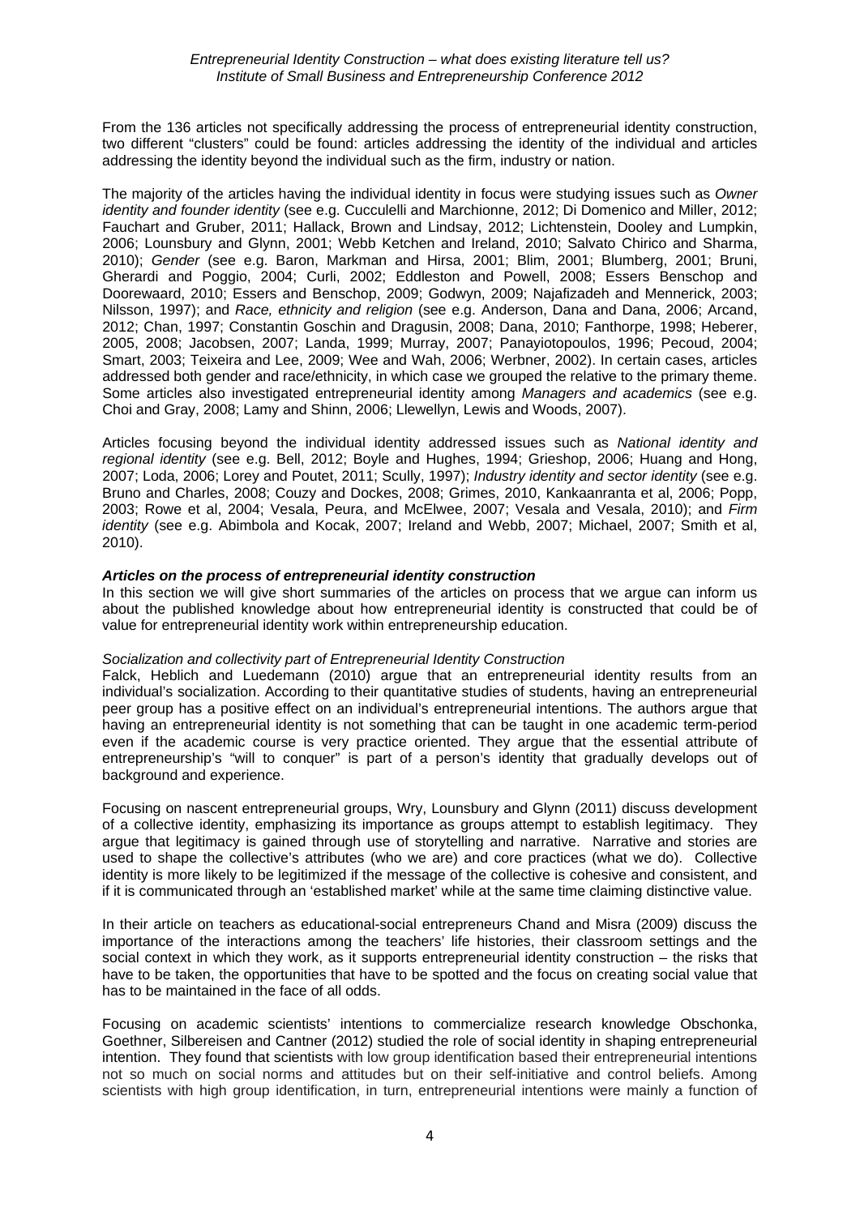From the 136 articles not specifically addressing the process of entrepreneurial identity construction, two different "clusters" could be found: articles addressing the identity of the individual and articles addressing the identity beyond the individual such as the firm, industry or nation.

The majority of the articles having the individual identity in focus were studying issues such as *Owner identity and founder identity* (see e.g. Cucculelli and Marchionne, 2012; Di Domenico and Miller, 2012; Fauchart and Gruber, 2011; Hallack, Brown and Lindsay, 2012; Lichtenstein, Dooley and Lumpkin, 2006; Lounsbury and Glynn, 2001; Webb Ketchen and Ireland, 2010; Salvato Chirico and Sharma, 2010); *Gender* (see e.g. Baron, Markman and Hirsa, 2001; Blim, 2001; Blumberg, 2001; Bruni, Gherardi and Poggio, 2004; Curli, 2002; Eddleston and Powell, 2008; Essers Benschop and Doorewaard, 2010; Essers and Benschop, 2009; Godwyn, 2009; Najafizadeh and Mennerick, 2003; Nilsson, 1997); and *Race, ethnicity and religion* (see e.g. Anderson, Dana and Dana, 2006; Arcand, 2012; Chan, 1997; Constantin Goschin and Dragusin, 2008; Dana, 2010; Fanthorpe, 1998; Heberer, 2005, 2008; Jacobsen, 2007; Landa, 1999; Murray, 2007; Panayiotopoulos, 1996; Pecoud, 2004; Smart, 2003; Teixeira and Lee, 2009; Wee and Wah, 2006; Werbner, 2002). In certain cases, articles addressed both gender and race/ethnicity, in which case we grouped the relative to the primary theme. Some articles also investigated entrepreneurial identity among *Managers and academics* (see e.g. Choi and Gray, 2008; Lamy and Shinn, 2006; Llewellyn, Lewis and Woods, 2007).

Articles focusing beyond the individual identity addressed issues such as *National identity and regional identity* (see e.g. Bell, 2012; Boyle and Hughes, 1994; Grieshop, 2006; Huang and Hong, 2007; Loda, 2006; Lorey and Poutet, 2011; Scully, 1997); *Industry identity and sector identity* (see e.g. Bruno and Charles, 2008; Couzy and Dockes, 2008; Grimes, 2010, Kankaanranta et al, 2006; Popp, 2003; Rowe et al, 2004; Vesala, Peura, and McElwee, 2007; Vesala and Vesala, 2010); and *Firm identity* (see e.g. Abimbola and Kocak, 2007; Ireland and Webb, 2007; Michael, 2007; Smith et al, 2010).

### *Articles on the process of entrepreneurial identity construction*

In this section we will give short summaries of the articles on process that we argue can inform us about the published knowledge about how entrepreneurial identity is constructed that could be of value for entrepreneurial identity work within entrepreneurship education.

#### *Socialization and collectivity part of Entrepreneurial Identity Construction*

Falck, Heblich and Luedemann (2010) argue that an entrepreneurial identity results from an individual's socialization. According to their quantitative studies of students, having an entrepreneurial peer group has a positive effect on an individual's entrepreneurial intentions. The authors argue that having an entrepreneurial identity is not something that can be taught in one academic term-period even if the academic course is very practice oriented. They argue that the essential attribute of entrepreneurship's "will to conquer" is part of a person's identity that gradually develops out of background and experience.

Focusing on nascent entrepreneurial groups, Wry, Lounsbury and Glynn (2011) discuss development of a collective identity, emphasizing its importance as groups attempt to establish legitimacy. They argue that legitimacy is gained through use of storytelling and narrative. Narrative and stories are used to shape the collective's attributes (who we are) and core practices (what we do). Collective identity is more likely to be legitimized if the message of the collective is cohesive and consistent, and if it is communicated through an 'established market' while at the same time claiming distinctive value.

In their article on teachers as educational-social entrepreneurs Chand and Misra (2009) discuss the importance of the interactions among the teachers' life histories, their classroom settings and the social context in which they work, as it supports entrepreneurial identity construction – the risks that have to be taken, the opportunities that have to be spotted and the focus on creating social value that has to be maintained in the face of all odds.

Focusing on academic scientists' intentions to commercialize research knowledge Obschonka, Goethner, Silbereisen and Cantner (2012) studied the role of social identity in shaping entrepreneurial intention. They found that scientists with low group identification based their entrepreneurial intentions not so much on social norms and attitudes but on their self-initiative and control beliefs. Among scientists with high group identification, in turn, entrepreneurial intentions were mainly a function of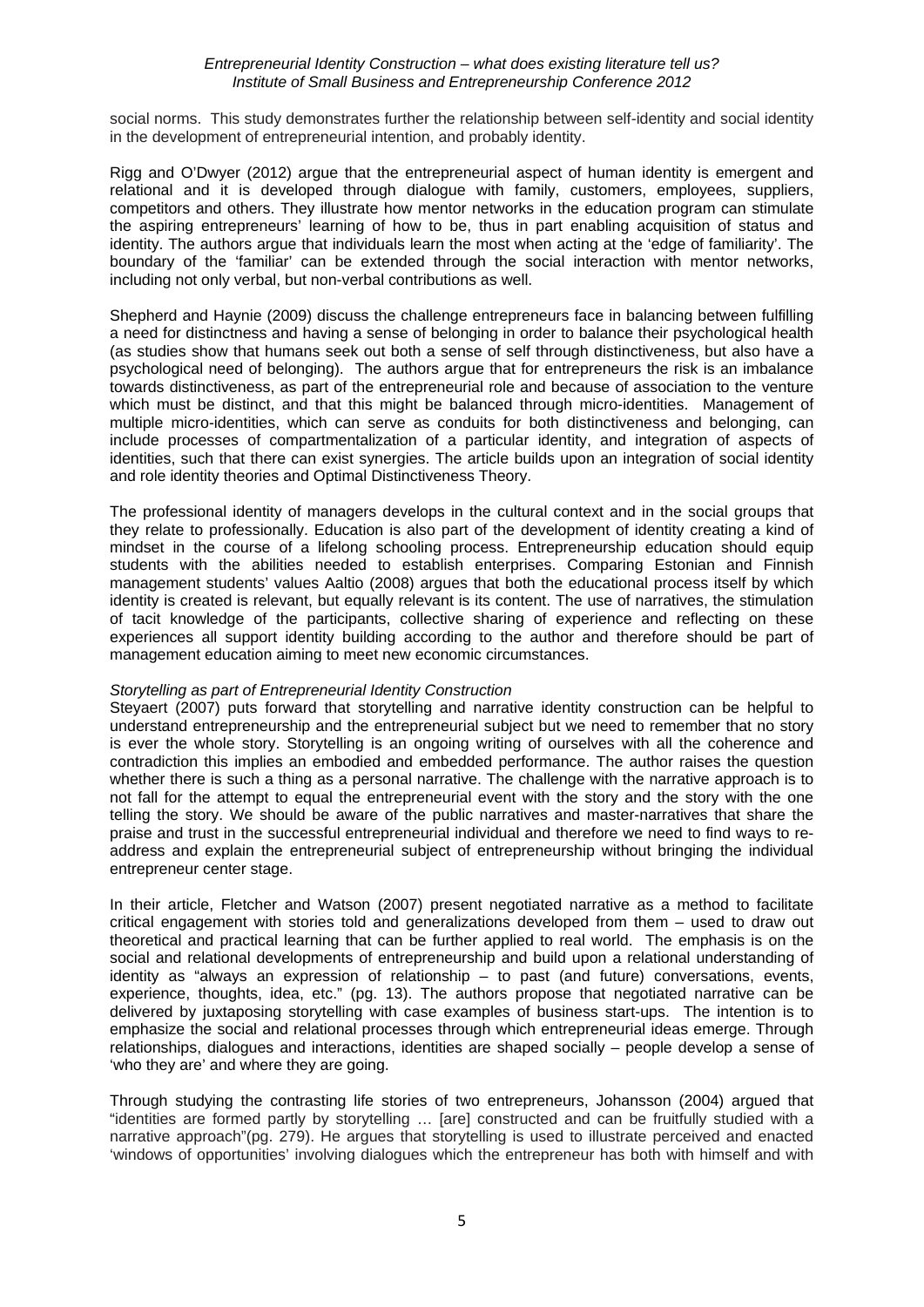social norms. This study demonstrates further the relationship between self-identity and social identity in the development of entrepreneurial intention, and probably identity.

Rigg and O'Dwyer (2012) argue that the entrepreneurial aspect of human identity is emergent and relational and it is developed through dialogue with family, customers, employees, suppliers, competitors and others. They illustrate how mentor networks in the education program can stimulate the aspiring entrepreneurs' learning of how to be, thus in part enabling acquisition of status and identity. The authors argue that individuals learn the most when acting at the 'edge of familiarity'. The boundary of the 'familiar' can be extended through the social interaction with mentor networks, including not only verbal, but non-verbal contributions as well.

Shepherd and Haynie (2009) discuss the challenge entrepreneurs face in balancing between fulfilling a need for distinctness and having a sense of belonging in order to balance their psychological health (as studies show that humans seek out both a sense of self through distinctiveness, but also have a psychological need of belonging). The authors argue that for entrepreneurs the risk is an imbalance towards distinctiveness, as part of the entrepreneurial role and because of association to the venture which must be distinct, and that this might be balanced through micro-identities. Management of multiple micro-identities, which can serve as conduits for both distinctiveness and belonging, can include processes of compartmentalization of a particular identity, and integration of aspects of identities, such that there can exist synergies. The article builds upon an integration of social identity and role identity theories and Optimal Distinctiveness Theory.

The professional identity of managers develops in the cultural context and in the social groups that they relate to professionally. Education is also part of the development of identity creating a kind of mindset in the course of a lifelong schooling process. Entrepreneurship education should equip students with the abilities needed to establish enterprises. Comparing Estonian and Finnish management students' values Aaltio (2008) argues that both the educational process itself by which identity is created is relevant, but equally relevant is its content. The use of narratives, the stimulation of tacit knowledge of the participants, collective sharing of experience and reflecting on these experiences all support identity building according to the author and therefore should be part of management education aiming to meet new economic circumstances.

*Storytelling as part of Entrepreneurial Identity Construction*

Steyaert (2007) puts forward that storytelling and narrative identity construction can be helpful to understand entrepreneurship and the entrepreneurial subject but we need to remember that no story is ever the whole story. Storytelling is an ongoing writing of ourselves with all the coherence and contradiction this implies an embodied and embedded performance. The author raises the question whether there is such a thing as a personal narrative. The challenge with the narrative approach is to not fall for the attempt to equal the entrepreneurial event with the story and the story with the one telling the story. We should be aware of the public narratives and master-narratives that share the praise and trust in the successful entrepreneurial individual and therefore we need to find ways to re-address and explain the entrepreneurial subject of entrepreneurship without bringing the individual entrepreneur center stage.

In their article, Fletcher and Watson (2007) present negotiated narrative as a method to facilitate critical engagement with stories told and generalizations developed from them – used to draw out theoretical and practical learning that can be further applied to real world. The emphasis is on the social and relational developments of entrepreneurship and build upon a relational understanding of identity as "always an expression of relationship – to past (and future) conversations, events, experience, thoughts, idea, etc." (pg. 13). The authors propose that negotiated narrative can be delivered by juxtaposing storytelling with case examples of business start-ups. The intention is to emphasize the social and relational processes through which entrepreneurial ideas emerge. Through relationships, dialogues and interactions, identities are shaped socially – people develop a sense of 'who they are' and where they are going.

Through studying the contrasting life stories of two entrepreneurs, Johansson (2004) argued that "identities are formed partly by storytelling … [are] constructed and can be fruitfully studied with a narrative approach"(pg. 279). He argues that storytelling is used to illustrate perceived and enacted 'windows of opportunities' involving dialogues which the entrepreneur has both with himself and with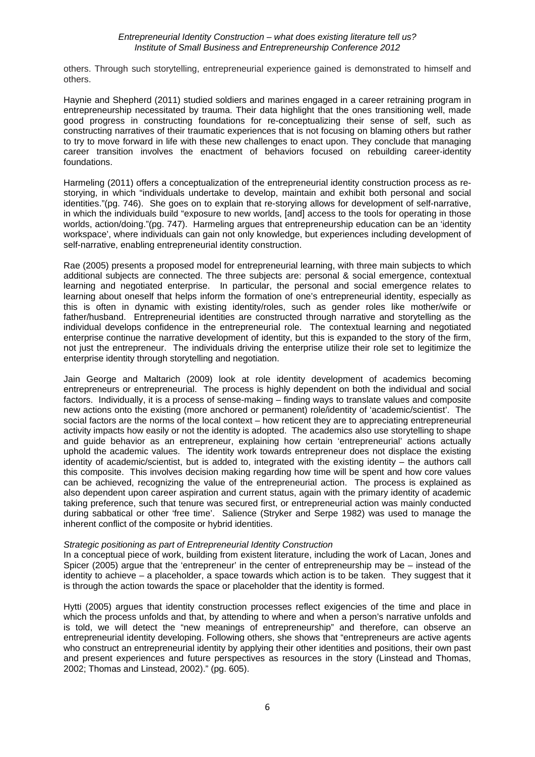others. Through such storytelling, entrepreneurial experience gained is demonstrated to himself and others.

Haynie and Shepherd (2011) studied soldiers and marines engaged in a career retraining program in entrepreneurship necessitated by trauma. Their data highlight that the ones transitioning well, made good progress in constructing foundations for re-conceptualizing their sense of self, such as constructing narratives of their traumatic experiences that is not focusing on blaming others but rather to try to move forward in life with these new challenges to enact upon. They conclude that managing career transition involves the enactment of behaviors focused on rebuilding career-identity foundations.

Harmeling (2011) offers a conceptualization of the entrepreneurial identity construction process as re-storying, in which "individuals undertake to develop, maintain and exhibit both personal and social identities."(pg. 746). She goes on to explain that re-storying allows for development of self-narrative, in which the individuals build "exposure to new worlds, [and] access to the tools for operating in those worlds, action/doing."(pg. 747). Harmeling argues that entrepreneurship education can be an 'identity workspace', where individuals can gain not only knowledge, but experiences including development of self-narrative, enabling entrepreneurial identity construction.

Rae (2005) presents a proposed model for entrepreneurial learning, with three main subjects to which additional subjects are connected. The three subjects are: personal & social emergence, contextual learning and negotiated enterprise. In particular, the personal and social emergence relates to learning about oneself that helps inform the formation of one's entrepreneurial identity, especially as this is often in dynamic with existing identity/roles, such as gender roles like mother/wife or father/husband. Entrepreneurial identities are constructed through narrative and storytelling as the individual develops confidence in the entrepreneurial role. The contextual learning and negotiated enterprise continue the narrative development of identity, but this is expanded to the story of the firm, not just the entrepreneur. The individuals driving the enterprise utilize their role set to legitimize the enterprise identity through storytelling and negotiation.

Jain George and Maltarich (2009) look at role identity development of academics becoming entrepreneurs or entrepreneurial. The process is highly dependent on both the individual and social factors. Individually, it is a process of sense-making – finding ways to translate values and composite new actions onto the existing (more anchored or permanent) role/identity of 'academic/scientist'. The social factors are the norms of the local context – how reticent they are to appreciating entrepreneurial activity impacts how easily or not the identity is adopted. The academics also use storytelling to shape and guide behavior as an entrepreneur, explaining how certain 'entrepreneurial' actions actually uphold the academic values. The identity work towards entrepreneur does not displace the existing identity of academic/scientist, but is added to, integrated with the existing identity – the authors call this composite. This involves decision making regarding how time will be spent and how core values can be achieved, recognizing the value of the entrepreneurial action. The process is explained as also dependent upon career aspiration and current status, again with the primary identity of academic taking preference, such that tenure was secured first, or entrepreneurial action was mainly conducted during sabbatical or other 'free time'. Salience (Stryker and Serpe 1982) was used to manage the inherent conflict of the composite or hybrid identities.

*Strategic positioning as part of Entrepreneurial Identity Construction*

In a conceptual piece of work, building from existent literature, including the work of Lacan, Jones and Spicer (2005) argue that the 'entrepreneur' in the center of entrepreneurship may be – instead of the identity to achieve – a placeholder, a space towards which action is to be taken. They suggest that it is through the action towards the space or placeholder that the identity is formed.

Hytti (2005) argues that identity construction processes reflect exigencies of the time and place in which the process unfolds and that, by attending to where and when a person's narrative unfolds and is told, we will detect the "new meanings of entrepreneurship" and therefore, can observe an entrepreneurial identity developing. Following others, she shows that "entrepreneurs are active agents who construct an entrepreneurial identity by applying their other identities and positions, their own past and present experiences and future perspectives as resources in the story (Linstead and Thomas, 2002; Thomas and Linstead, 2002)." (pg. 605).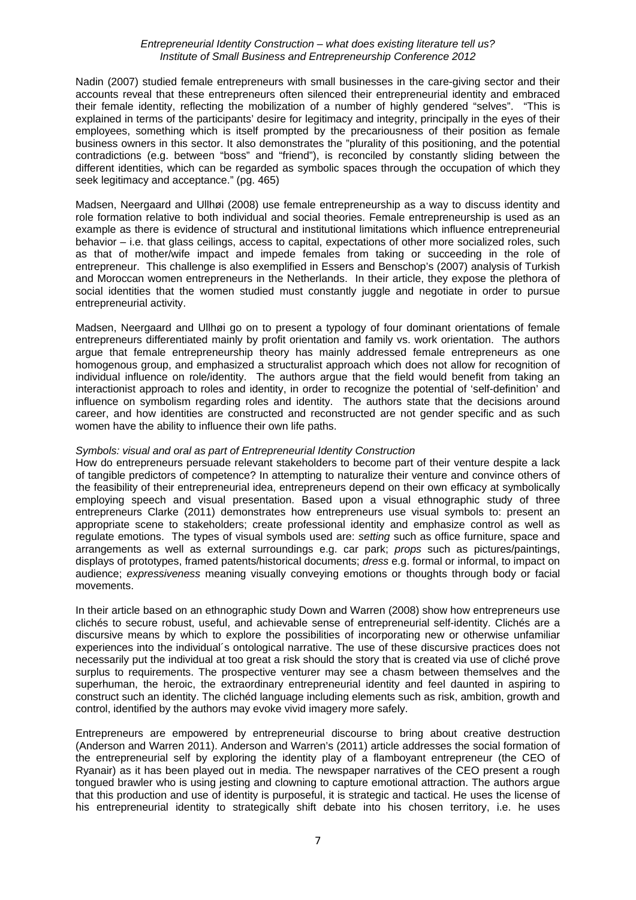Nadin (2007) studied female entrepreneurs with small businesses in the care-giving sector and their accounts reveal that these entrepreneurs often silenced their entrepreneurial identity and embraced their female identity, reflecting the mobilization of a number of highly gendered "selves". "This is explained in terms of the participants' desire for legitimacy and integrity, principally in the eyes of their employees, something which is itself prompted by the precariousness of their position as female business owners in this sector. It also demonstrates the "plurality of this positioning, and the potential contradictions (e.g. between "boss" and "friend"), is reconciled by constantly sliding between the different identities, which can be regarded as symbolic spaces through the occupation of which they seek legitimacy and acceptance." (pg. 465)

Madsen, Neergaard and Ullhøi (2008) use female entrepreneurship as a way to discuss identity and role formation relative to both individual and social theories. Female entrepreneurship is used as an example as there is evidence of structural and institutional limitations which influence entrepreneurial behavior – i.e. that glass ceilings, access to capital, expectations of other more socialized roles, such as that of mother/wife impact and impede females from taking or succeeding in the role of entrepreneur. This challenge is also exemplified in Essers and Benschop's (2007) analysis of Turkish and Moroccan women entrepreneurs in the Netherlands. In their article, they expose the plethora of social identities that the women studied must constantly juggle and negotiate in order to pursue entrepreneurial activity.

Madsen, Neergaard and Ullhøi go on to present a typology of four dominant orientations of female entrepreneurs differentiated mainly by profit orientation and family vs. work orientation. The authors argue that female entrepreneurship theory has mainly addressed female entrepreneurs as one homogenous group, and emphasized a structuralist approach which does not allow for recognition of individual influence on role/identity. The authors argue that the field would benefit from taking an interactionist approach to roles and identity, in order to recognize the potential of 'self-definition' and influence on symbolism regarding roles and identity. The authors state that the decisions around career, and how identities are constructed and reconstructed are not gender specific and as such women have the ability to influence their own life paths.

*Symbols: visual and oral as part of Entrepreneurial Identity Construction*

How do entrepreneurs persuade relevant stakeholders to become part of their venture despite a lack of tangible predictors of competence? In attempting to naturalize their venture and convince others of the feasibility of their entrepreneurial idea, entrepreneurs depend on their own efficacy at symbolically employing speech and visual presentation. Based upon a visual ethnographic study of three entrepreneurs Clarke (2011) demonstrates how entrepreneurs use visual symbols to: present an appropriate scene to stakeholders; create professional identity and emphasize control as well as regulate emotions. The types of visual symbols used are: *setting* such as office furniture, space and arrangements as well as external surroundings e.g. car park; *props* such as pictures/paintings, displays of prototypes, framed patents/historical documents; *dress* e.g. formal or informal, to impact on audience; *expressiveness* meaning visually conveying emotions or thoughts through body or facial movements.

In their article based on an ethnographic study Down and Warren (2008) show how entrepreneurs use clichés to secure robust, useful, and achievable sense of entrepreneurial self-identity. Clichés are a discursive means by which to explore the possibilities of incorporating new or otherwise unfamiliar experiences into the individual´s ontological narrative. The use of these discursive practices does not necessarily put the individual at too great a risk should the story that is created via use of cliché prove surplus to requirements. The prospective venturer may see a chasm between themselves and the superhuman, the heroic, the extraordinary entrepreneurial identity and feel daunted in aspiring to construct such an identity. The clichéd language including elements such as risk, ambition, growth and control, identified by the authors may evoke vivid imagery more safely.

Entrepreneurs are empowered by entrepreneurial discourse to bring about creative destruction (Anderson and Warren 2011). Anderson and Warren's (2011) article addresses the social formation of the entrepreneurial self by exploring the identity play of a flamboyant entrepreneur (the CEO of Ryanair) as it has been played out in media. The newspaper narratives of the CEO present a rough tongued brawler who is using jesting and clowning to capture emotional attraction. The authors argue that this production and use of identity is purposeful, it is strategic and tactical. He uses the license of his entrepreneurial identity to strategically shift debate into his chosen territory, i.e. he uses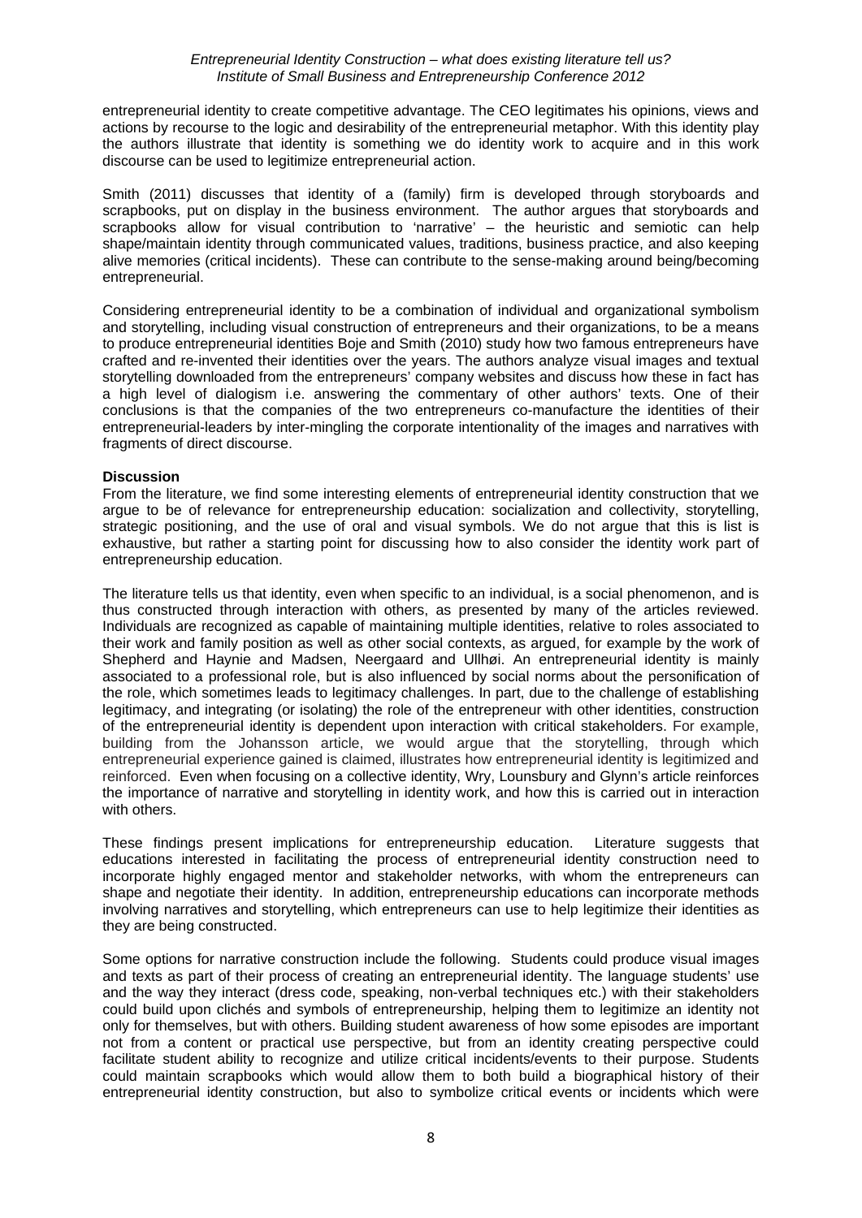entrepreneurial identity to create competitive advantage. The CEO legitimates his opinions, views and actions by recourse to the logic and desirability of the entrepreneurial metaphor. With this identity play the authors illustrate that identity is something we do identity work to acquire and in this work discourse can be used to legitimize entrepreneurial action.

Smith (2011) discusses that identity of a (family) firm is developed through storyboards and scrapbooks, put on display in the business environment. The author argues that storyboards and scrapbooks allow for visual contribution to 'narrative' – the heuristic and semiotic can help shape/maintain identity through communicated values, traditions, business practice, and also keeping alive memories (critical incidents). These can contribute to the sense-making around being/becoming entrepreneurial.

Considering entrepreneurial identity to be a combination of individual and organizational symbolism and storytelling, including visual construction of entrepreneurs and their organizations, to be a means to produce entrepreneurial identities Boje and Smith (2010) study how two famous entrepreneurs have crafted and re-invented their identities over the years. The authors analyze visual images and textual storytelling downloaded from the entrepreneurs' company websites and discuss how these in fact has a high level of dialogism i.e. answering the commentary of other authors' texts. One of their conclusions is that the companies of the two entrepreneurs co-manufacture the identities of their entrepreneurial-leaders by inter-mingling the corporate intentionality of the images and narratives with fragments of direct discourse.

**Discussion**

From the literature, we find some interesting elements of entrepreneurial identity construction that we argue to be of relevance for entrepreneurship education: socialization and collectivity, storytelling, strategic positioning, and the use of oral and visual symbols. We do not argue that this is list is exhaustive, but rather a starting point for discussing how to also consider the identity work part of entrepreneurship education.

The literature tells us that identity, even when specific to an individual, is a social phenomenon, and is thus constructed through interaction with others, as presented by many of the articles reviewed. Individuals are recognized as capable of maintaining multiple identities, relative to roles associated to their work and family position as well as other social contexts, as argued, for example by the work of Shepherd and Haynie and Madsen, Neergaard and Ullhøi. An entrepreneurial identity is mainly associated to a professional role, but is also influenced by social norms about the personification of the role, which sometimes leads to legitimacy challenges. In part, due to the challenge of establishing legitimacy, and integrating (or isolating) the role of the entrepreneur with other identities, construction of the entrepreneurial identity is dependent upon interaction with critical stakeholders. For example, building from the Johansson article, we would argue that the storytelling, through which entrepreneurial experience gained is claimed, illustrates how entrepreneurial identity is legitimized and reinforced. Even when focusing on a collective identity, Wry, Lounsbury and Glynn's article reinforces the importance of narrative and storytelling in identity work, and how this is carried out in interaction with others.

These findings present implications for entrepreneurship education. Literature suggests that educations interested in facilitating the process of entrepreneurial identity construction need to incorporate highly engaged mentor and stakeholder networks, with whom the entrepreneurs can shape and negotiate their identity. In addition, entrepreneurship educations can incorporate methods involving narratives and storytelling, which entrepreneurs can use to help legitimize their identities as they are being constructed.

Some options for narrative construction include the following. Students could produce visual images and texts as part of their process of creating an entrepreneurial identity. The language students' use and the way they interact (dress code, speaking, non-verbal techniques etc.) with their stakeholders could build upon clichés and symbols of entrepreneurship, helping them to legitimize an identity not only for themselves, but with others. Building student awareness of how some episodes are important not from a content or practical use perspective, but from an identity creating perspective could facilitate student ability to recognize and utilize critical incidents/events to their purpose. Students could maintain scrapbooks which would allow them to both build a biographical history of their entrepreneurial identity construction, but also to symbolize critical events or incidents which were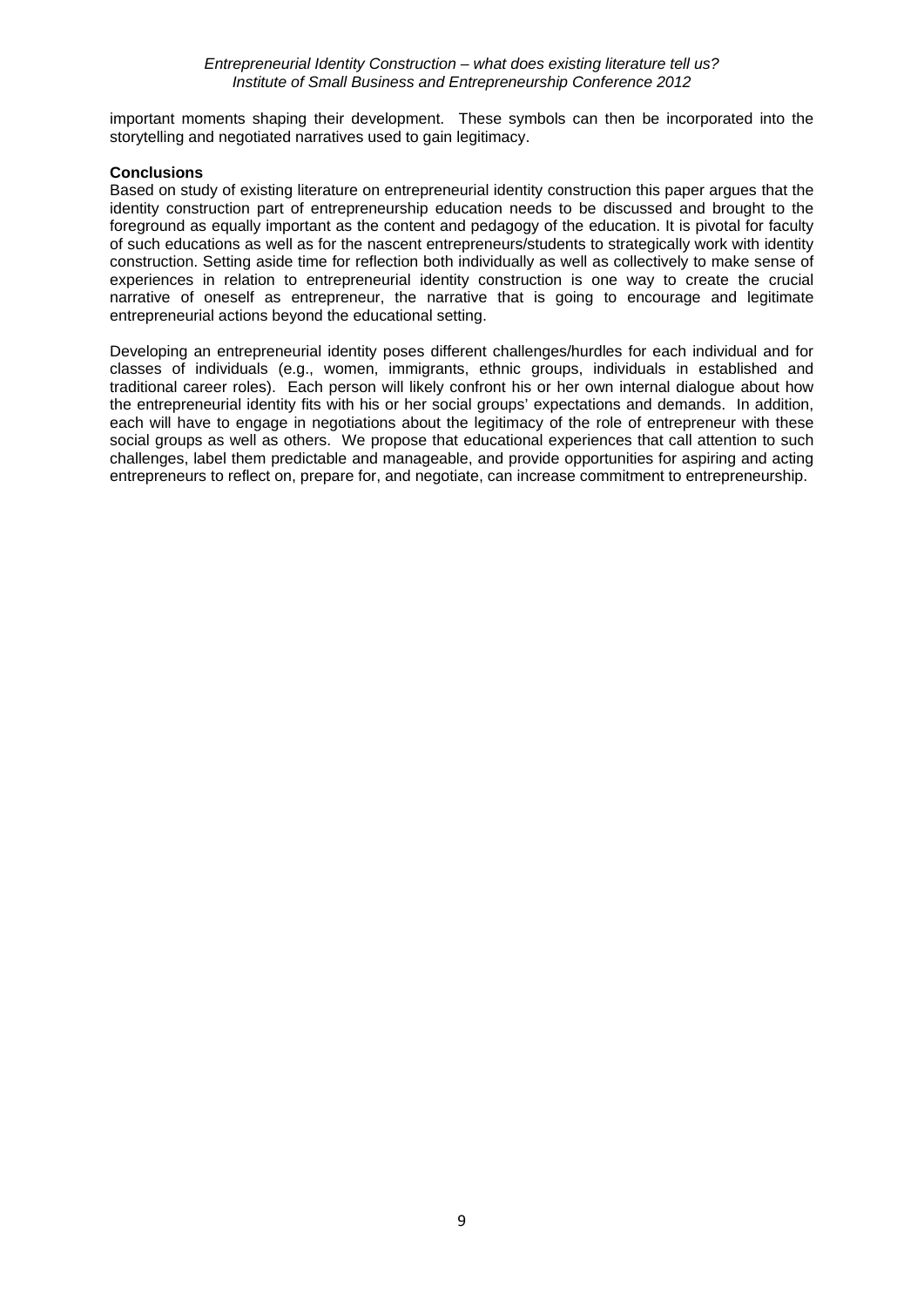important moments shaping their development. These symbols can then be incorporated into the storytelling and negotiated narratives used to gain legitimacy.

**Conclusions**

Based on study of existing literature on entrepreneurial identity construction this paper argues that the identity construction part of entrepreneurship education needs to be discussed and brought to the foreground as equally important as the content and pedagogy of the education. It is pivotal for faculty of such educations as well as for the nascent entrepreneurs/students to strategically work with identity construction. Setting aside time for reflection both individually as well as collectively to make sense of experiences in relation to entrepreneurial identity construction is one way to create the crucial narrative of oneself as entrepreneur, the narrative that is going to encourage and legitimate entrepreneurial actions beyond the educational setting.

Developing an entrepreneurial identity poses different challenges/hurdles for each individual and for classes of individuals (e.g., women, immigrants, ethnic groups, individuals in established and traditional career roles). Each person will likely confront his or her own internal dialogue about how the entrepreneurial identity fits with his or her social groups' expectations and demands. In addition, each will have to engage in negotiations about the legitimacy of the role of entrepreneur with these social groups as well as others. We propose that educational experiences that call attention to such challenges, label them predictable and manageable, and provide opportunities for aspiring and acting entrepreneurs to reflect on, prepare for, and negotiate, can increase commitment to entrepreneurship.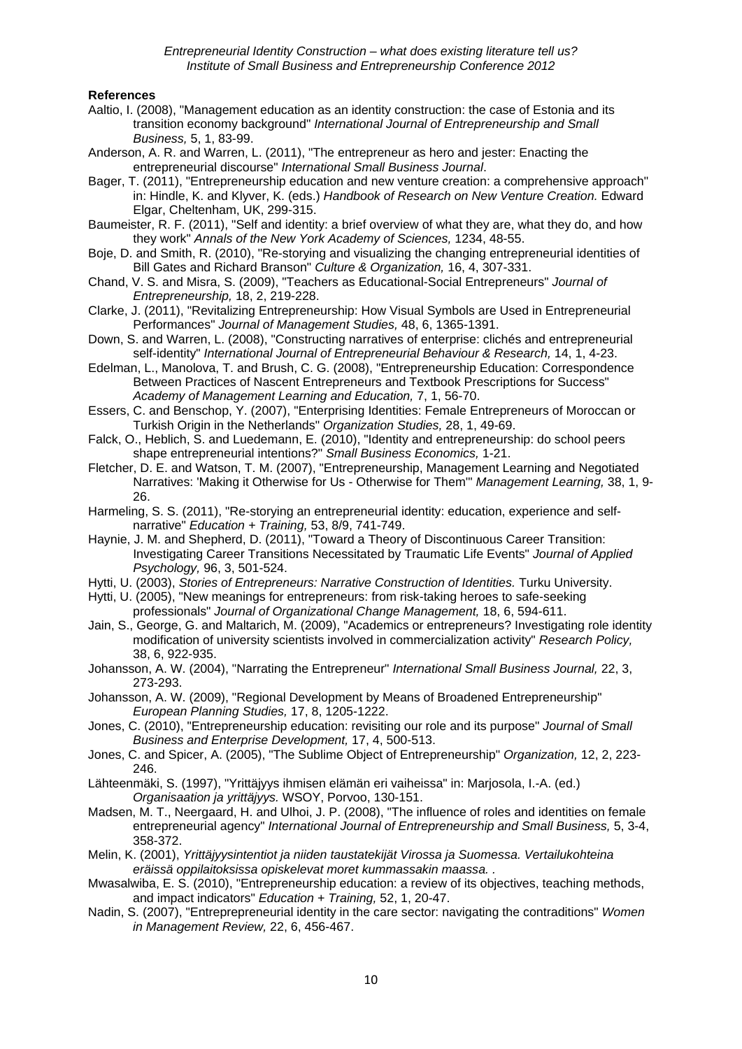**References**

Aaltio, I. (2008), "Management education as an identity construction: the case of Estonia and its transition economy background" *International Journal of Entrepreneurship and Small Business,* 5, 1, 83-99.

Anderson, A. R. and Warren, L. (2011), "The entrepreneur as hero and jester: Enacting the entrepreneurial discourse" *International Small Business Journal*.

Bager, T. (2011), "Entrepreneurship education and new venture creation: a comprehensive approach" in: Hindle, K. and Klyver, K. (eds.) *Handbook of Research on New Venture Creation.* Edward Elgar, Cheltenham, UK, 299-315.

Baumeister, R. F. (2011), "Self and identity: a brief overview of what they are, what they do, and how they work" *Annals of the New York Academy of Sciences,* 1234, 48-55.

Boje, D. and Smith, R. (2010), "Re-storying and visualizing the changing entrepreneurial identities of Bill Gates and Richard Branson" *Culture & Organization,* 16, 4, 307-331.

Chand, V. S. and Misra, S. (2009), "Teachers as Educational-Social Entrepreneurs" *Journal of Entrepreneurship,* 18, 2, 219-228.

Clarke, J. (2011), "Revitalizing Entrepreneurship: How Visual Symbols are Used in Entrepreneurial Performances" *Journal of Management Studies,* 48, 6, 1365-1391.

Down, S. and Warren, L. (2008), "Constructing narratives of enterprise: clichés and entrepreneurial self-identity" *International Journal of Entrepreneurial Behaviour & Research,* 14, 1, 4-23.

Edelman, L., Manolova, T. and Brush, C. G. (2008), "Entrepreneurship Education: Correspondence Between Practices of Nascent Entrepreneurs and Textbook Prescriptions for Success" *Academy of Management Learning and Education,* 7, 1, 56-70.

Essers, C. and Benschop, Y. (2007), "Enterprising Identities: Female Entrepreneurs of Moroccan or Turkish Origin in the Netherlands" *Organization Studies,* 28, 1, 49-69.

Falck, O., Heblich, S. and Luedemann, E. (2010), "Identity and entrepreneurship: do school peers shape entrepreneurial intentions?" *Small Business Economics,* 1-21.

Fletcher, D. E. and Watson, T. M. (2007), "Entrepreneurship, Management Learning and Negotiated Narratives: 'Making it Otherwise for Us - Otherwise for Them'" *Management Learning,* 38, 1, 9-26.

Harmeling, S. S. (2011), "Re-storying an entrepreneurial identity: education, experience and self-narrative" *Education + Training,* 53, 8/9, 741-749.

Haynie, J. M. and Shepherd, D. (2011), "Toward a Theory of Discontinuous Career Transition: Investigating Career Transitions Necessitated by Traumatic Life Events" *Journal of Applied Psychology,* 96, 3, 501-524.

Hytti, U. (2003), *Stories of Entrepreneurs: Narrative Construction of Identities.* Turku University.

Hytti, U. (2005), "New meanings for entrepreneurs: from risk-taking heroes to safe-seeking professionals" *Journal of Organizational Change Management,* 18, 6, 594-611.

Jain, S., George, G. and Maltarich, M. (2009), "Academics or entrepreneurs? Investigating role identity modification of university scientists involved in commercialization activity" *Research Policy,* 38, 6, 922-935.

Johansson, A. W. (2004), "Narrating the Entrepreneur" *International Small Business Journal,* 22, 3, 273-293.

Johansson, A. W. (2009), "Regional Development by Means of Broadened Entrepreneurship" *European Planning Studies,* 17, 8, 1205-1222.

Jones, C. (2010), "Entrepreneurship education: revisiting our role and its purpose" *Journal of Small Business and Enterprise Development,* 17, 4, 500-513.

Jones, C. and Spicer, A. (2005), "The Sublime Object of Entrepreneurship" *Organization,* 12, 2, 223-246.

Lähteenmäki, S. (1997), "Yrittäjyys ihmisen elämän eri vaiheissa" in: Marjosola, I.-A. (ed.) *Organisaation ja yrittäjyys.* WSOY, Porvoo, 130-151.

Madsen, M. T., Neergaard, H. and Ulhoi, J. P. (2008), "The influence of roles and identities on female entrepreneurial agency" *International Journal of Entrepreneurship and Small Business,* 5, 3-4, 358-372.

Melin, K. (2001), *Yrittäjyysintentiot ja niiden taustatekijät Virossa ja Suomessa. Vertailukohteina eräissä oppilaitoksissa opiskelevat moret kummassakin maassa.* .

Mwasalwiba, E. S. (2010), "Entrepreneurship education: a review of its objectives, teaching methods, and impact indicators" *Education + Training,* 52, 1, 20-47.

Nadin, S. (2007), "Entreprepreneurial identity in the care sector: navigating the contraditions" *Women in Management Review,* 22, 6, 456-467.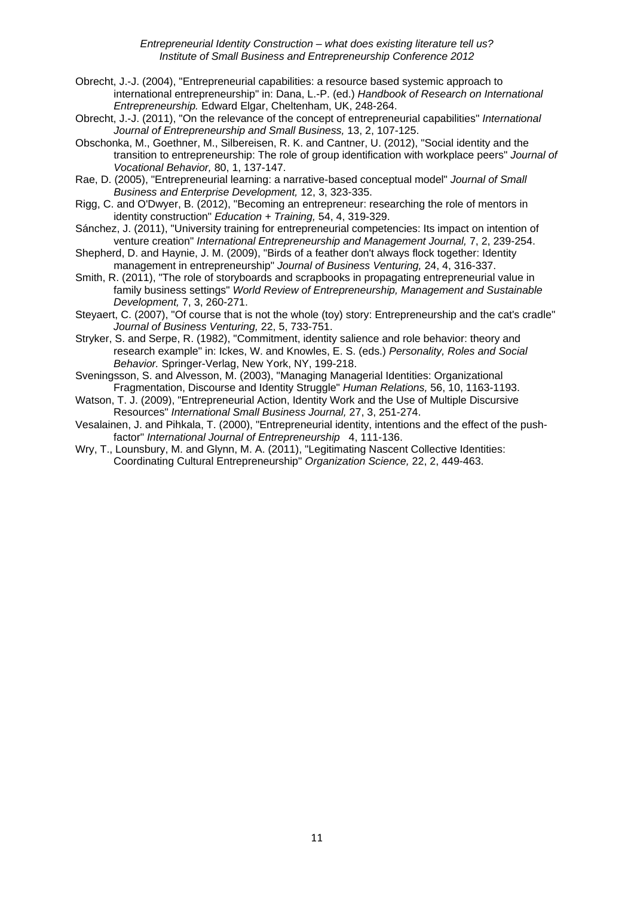Obrecht, J.-J. (2004), "Entrepreneurial capabilities: a resource based systemic approach to international entrepreneurship" in: Dana, L.-P. (ed.) *Handbook of Research on International Entrepreneurship.* Edward Elgar, Cheltenham, UK, 248-264.

Obrecht, J.-J. (2011), "On the relevance of the concept of entrepreneurial capabilities" *International Journal of Entrepreneurship and Small Business,* 13, 2, 107-125.

Obschonka, M., Goethner, M., Silbereisen, R. K. and Cantner, U. (2012), "Social identity and the transition to entrepreneurship: The role of group identification with workplace peers" *Journal of Vocational Behavior,* 80, 1, 137-147.

Rae, D. (2005), "Entrepreneurial learning: a narrative-based conceptual model" *Journal of Small Business and Enterprise Development,* 12, 3, 323-335.

Rigg, C. and O'Dwyer, B. (2012), "Becoming an entrepreneur: researching the role of mentors in identity construction" *Education + Training,* 54, 4, 319-329.

Sánchez, J. (2011), "University training for entrepreneurial competencies: Its impact on intention of venture creation" *International Entrepreneurship and Management Journal,* 7, 2, 239-254.

Shepherd, D. and Haynie, J. M. (2009), "Birds of a feather don't always flock together: Identity management in entrepreneurship" *Journal of Business Venturing,* 24, 4, 316-337.

Smith, R. (2011), "The role of storyboards and scrapbooks in propagating entrepreneurial value in family business settings" *World Review of Entrepreneurship, Management and Sustainable Development,* 7, 3, 260-271.

Steyaert, C. (2007), "Of course that is not the whole (toy) story: Entrepreneurship and the cat's cradle" *Journal of Business Venturing,* 22, 5, 733-751.

Stryker, S. and Serpe, R. (1982), "Commitment, identity salience and role behavior: theory and research example" in: Ickes, W. and Knowles, E. S. (eds.) *Personality, Roles and Social Behavior.* Springer-Verlag, New York, NY, 199-218.

Sveningsson, S. and Alvesson, M. (2003), "Managing Managerial Identities: Organizational Fragmentation, Discourse and Identity Struggle" *Human Relations,* 56, 10, 1163-1193.

Watson, T. J. (2009), "Entrepreneurial Action, Identity Work and the Use of Multiple Discursive Resources" *International Small Business Journal,* 27, 3, 251-274.

Vesalainen, J. and Pihkala, T. (2000), "Entrepreneurial identity, intentions and the effect of the push-factor" *International Journal of Entrepreneurship* 4, 111-136.

Wry, T., Lounsbury, M. and Glynn, M. A. (2011), "Legitimating Nascent Collective Identities: Coordinating Cultural Entrepreneurship" *Organization Science,* 22, 2, 449-463.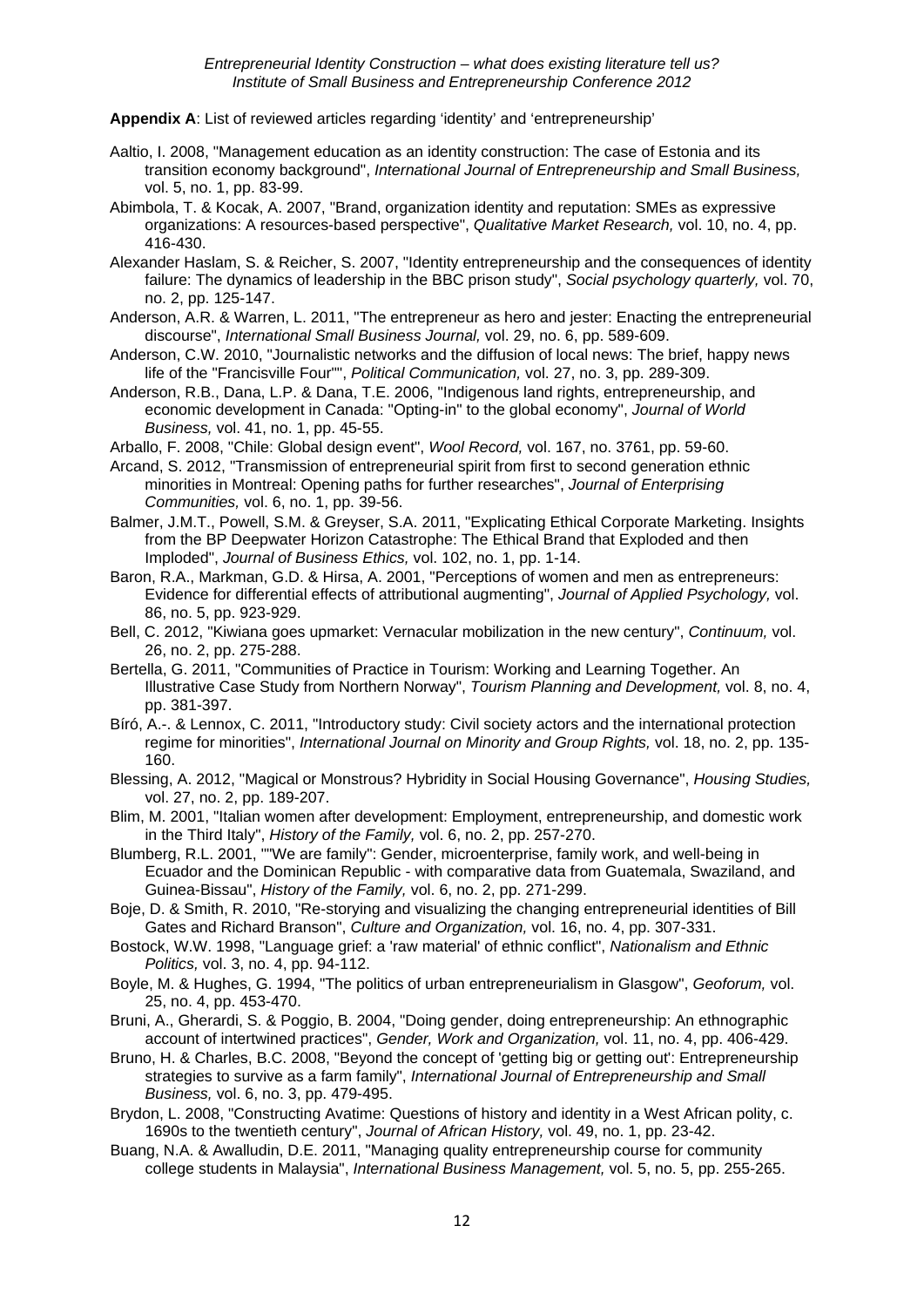**Appendix A**: List of reviewed articles regarding 'identity' and 'entrepreneurship'

Aaltio, I. 2008, "Management education as an identity construction: The case of Estonia and its transition economy background", *International Journal of Entrepreneurship and Small Business,* vol. 5, no. 1, pp. 83-99.

Abimbola, T. & Kocak, A. 2007, "Brand, organization identity and reputation: SMEs as expressive organizations: A resources-based perspective", *Qualitative Market Research,* vol. 10, no. 4, pp. 416-430.

Alexander Haslam, S. & Reicher, S. 2007, "Identity entrepreneurship and the consequences of identity failure: The dynamics of leadership in the BBC prison study", *Social psychology quarterly,* vol. 70, no. 2, pp. 125-147.

Anderson, A.R. & Warren, L. 2011, "The entrepreneur as hero and jester: Enacting the entrepreneurial discourse", *International Small Business Journal,* vol. 29, no. 6, pp. 589-609.

Anderson, C.W. 2010, "Journalistic networks and the diffusion of local news: The brief, happy news life of the "Francisville Four"", *Political Communication,* vol. 27, no. 3, pp. 289-309.

Anderson, R.B., Dana, L.P. & Dana, T.E. 2006, "Indigenous land rights, entrepreneurship, and economic development in Canada: "Opting-in" to the global economy", *Journal of World Business,* vol. 41, no. 1, pp. 45-55.

Arballo, F. 2008, "Chile: Global design event", *Wool Record,* vol. 167, no. 3761, pp. 59-60.

Arcand, S. 2012, "Transmission of entrepreneurial spirit from first to second generation ethnic minorities in Montreal: Opening paths for further researches", *Journal of Enterprising Communities,* vol. 6, no. 1, pp. 39-56.

Balmer, J.M.T., Powell, S.M. & Greyser, S.A. 2011, "Explicating Ethical Corporate Marketing. Insights from the BP Deepwater Horizon Catastrophe: The Ethical Brand that Exploded and then Imploded", *Journal of Business Ethics,* vol. 102, no. 1, pp. 1-14.

Baron, R.A., Markman, G.D. & Hirsa, A. 2001, "Perceptions of women and men as entrepreneurs: Evidence for differential effects of attributional augmenting", *Journal of Applied Psychology,* vol. 86, no. 5, pp. 923-929.

Bell, C. 2012, "Kiwiana goes upmarket: Vernacular mobilization in the new century", *Continuum,* vol. 26, no. 2, pp. 275-288.

Bertella, G. 2011, "Communities of Practice in Tourism: Working and Learning Together. An Illustrative Case Study from Northern Norway", *Tourism Planning and Development,* vol. 8, no. 4, pp. 381-397.

Bíró, A.-. & Lennox, C. 2011, "Introductory study: Civil society actors and the international protection regime for minorities", *International Journal on Minority and Group Rights,* vol. 18, no. 2, pp. 135-160.

Blessing, A. 2012, "Magical or Monstrous? Hybridity in Social Housing Governance", *Housing Studies,* vol. 27, no. 2, pp. 189-207.

Blim, M. 2001, "Italian women after development: Employment, entrepreneurship, and domestic work in the Third Italy", *History of the Family,* vol. 6, no. 2, pp. 257-270.

Blumberg, R.L. 2001, ""We are family": Gender, microenterprise, family work, and well-being in Ecuador and the Dominican Republic - with comparative data from Guatemala, Swaziland, and Guinea-Bissau", *History of the Family,* vol. 6, no. 2, pp. 271-299.

Boje, D. & Smith, R. 2010, "Re-storying and visualizing the changing entrepreneurial identities of Bill Gates and Richard Branson", *Culture and Organization,* vol. 16, no. 4, pp. 307-331.

Bostock, W.W. 1998, "Language grief: a 'raw material' of ethnic conflict", *Nationalism and Ethnic Politics,* vol. 3, no. 4, pp. 94-112.

Boyle, M. & Hughes, G. 1994, "The politics of urban entrepreneurialism in Glasgow", *Geoforum,* vol. 25, no. 4, pp. 453-470.

Bruni, A., Gherardi, S. & Poggio, B. 2004, "Doing gender, doing entrepreneurship: An ethnographic account of intertwined practices", *Gender, Work and Organization,* vol. 11, no. 4, pp. 406-429.

Bruno, H. & Charles, B.C. 2008, "Beyond the concept of 'getting big or getting out': Entrepreneurship strategies to survive as a farm family", *International Journal of Entrepreneurship and Small Business,* vol. 6, no. 3, pp. 479-495.

Brydon, L. 2008, "Constructing Avatime: Questions of history and identity in a West African polity, c. 1690s to the twentieth century", *Journal of African History,* vol. 49, no. 1, pp. 23-42.

Buang, N.A. & Awalludin, D.E. 2011, "Managing quality entrepreneurship course for community college students in Malaysia", *International Business Management,* vol. 5, no. 5, pp. 255-265.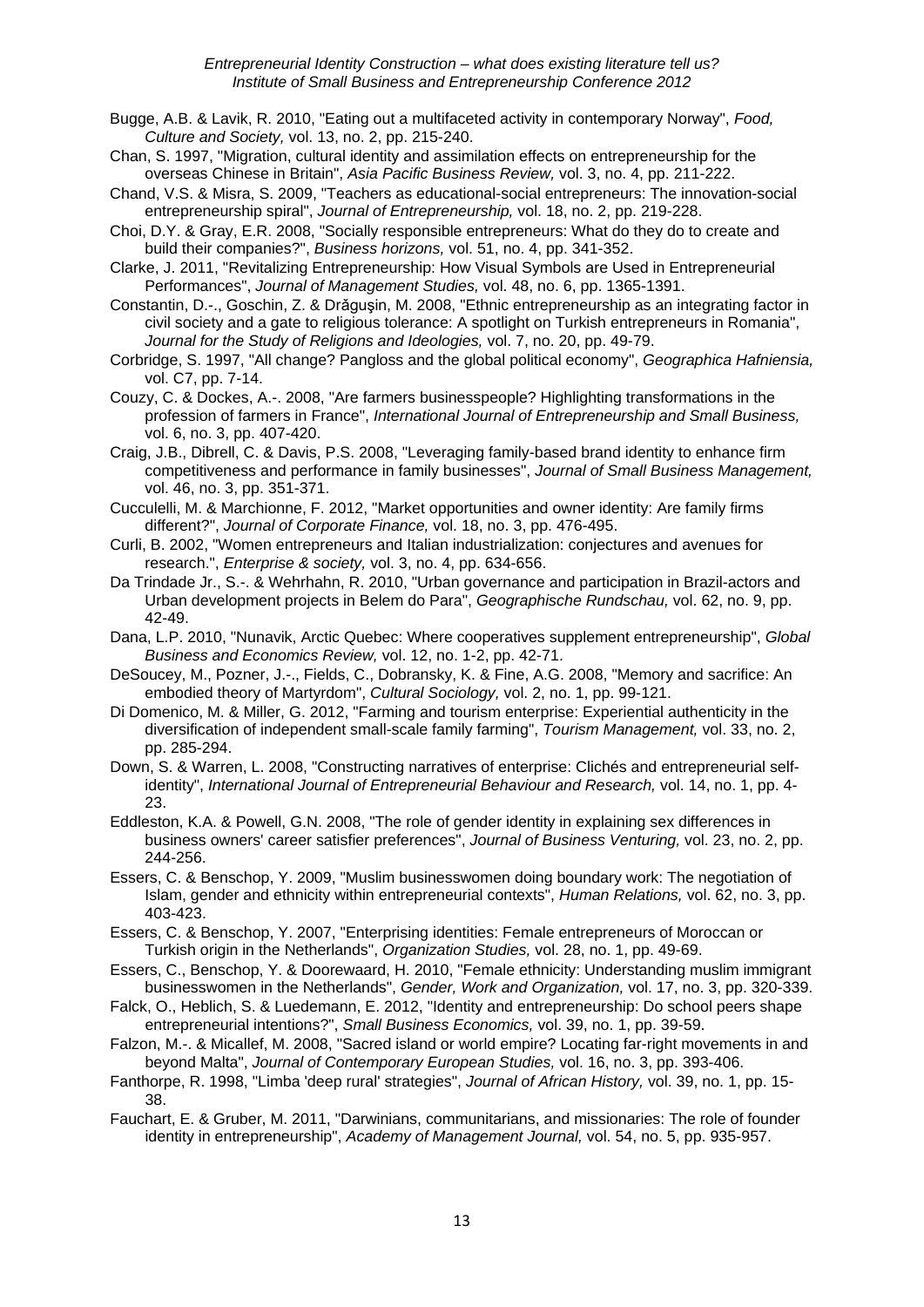Bugge, A.B. & Lavik, R. 2010, "Eating out a multifaceted activity in contemporary Norway", *Food, Culture and Society,* vol. 13, no. 2, pp. 215-240.

Chan, S. 1997, "Migration, cultural identity and assimilation effects on entrepreneurship for the overseas Chinese in Britain", *Asia Pacific Business Review,* vol. 3, no. 4, pp. 211-222.

Chand, V.S. & Misra, S. 2009, "Teachers as educational-social entrepreneurs: The innovation-social entrepreneurship spiral", *Journal of Entrepreneurship,* vol. 18, no. 2, pp. 219-228.

Choi, D.Y. & Gray, E.R. 2008, "Socially responsible entrepreneurs: What do they do to create and build their companies?", *Business horizons,* vol. 51, no. 4, pp. 341-352.

Clarke, J. 2011, "Revitalizing Entrepreneurship: How Visual Symbols are Used in Entrepreneurial Performances", *Journal of Management Studies,* vol. 48, no. 6, pp. 1365-1391.

Constantin, D.-., Goschin, Z. & Drăguşin, M. 2008, "Ethnic entrepreneurship as an integrating factor in civil society and a gate to religious tolerance: A spotlight on Turkish entrepreneurs in Romania", *Journal for the Study of Religions and Ideologies,* vol. 7, no. 20, pp. 49-79.

Corbridge, S. 1997, "All change? Pangloss and the global political economy", *Geographica Hafniensia,* vol. C7, pp. 7-14.

Couzy, C. & Dockes, A.-. 2008, "Are farmers businesspeople? Highlighting transformations in the profession of farmers in France", *International Journal of Entrepreneurship and Small Business,* vol. 6, no. 3, pp. 407-420.

Craig, J.B., Dibrell, C. & Davis, P.S. 2008, "Leveraging family-based brand identity to enhance firm competitiveness and performance in family businesses", *Journal of Small Business Management,* vol. 46, no. 3, pp. 351-371.

Cucculelli, M. & Marchionne, F. 2012, "Market opportunities and owner identity: Are family firms different?", *Journal of Corporate Finance,* vol. 18, no. 3, pp. 476-495.

Curli, B. 2002, "Women entrepreneurs and Italian industrialization: conjectures and avenues for research.", *Enterprise & society,* vol. 3, no. 4, pp. 634-656.

Da Trindade Jr., S.-. & Wehrhahn, R. 2010, "Urban governance and participation in Brazil-actors and Urban development projects in Belem do Para", *Geographische Rundschau,* vol. 62, no. 9, pp. 42-49.

Dana, L.P. 2010, "Nunavik, Arctic Quebec: Where cooperatives supplement entrepreneurship", *Global Business and Economics Review,* vol. 12, no. 1-2, pp. 42-71.

DeSoucey, M., Pozner, J.-., Fields, C., Dobransky, K. & Fine, A.G. 2008, "Memory and sacrifice: An embodied theory of Martyrdom", *Cultural Sociology,* vol. 2, no. 1, pp. 99-121.

Di Domenico, M. & Miller, G. 2012, "Farming and tourism enterprise: Experiential authenticity in the diversification of independent small-scale family farming", *Tourism Management,* vol. 33, no. 2, pp. 285-294.

Down, S. & Warren, L. 2008, "Constructing narratives of enterprise: Clichés and entrepreneurial self-identity", *International Journal of Entrepreneurial Behaviour and Research,* vol. 14, no. 1, pp. 4-23.

Eddleston, K.A. & Powell, G.N. 2008, "The role of gender identity in explaining sex differences in business owners' career satisfier preferences", *Journal of Business Venturing,* vol. 23, no. 2, pp. 244-256.

Essers, C. & Benschop, Y. 2009, "Muslim businesswomen doing boundary work: The negotiation of Islam, gender and ethnicity within entrepreneurial contexts", *Human Relations,* vol. 62, no. 3, pp. 403-423.

Essers, C. & Benschop, Y. 2007, "Enterprising identities: Female entrepreneurs of Moroccan or Turkish origin in the Netherlands", *Organization Studies,* vol. 28, no. 1, pp. 49-69.

Essers, C., Benschop, Y. & Doorewaard, H. 2010, "Female ethnicity: Understanding muslim immigrant businesswomen in the Netherlands", *Gender, Work and Organization,* vol. 17, no. 3, pp. 320-339.

Falck, O., Heblich, S. & Luedemann, E. 2012, "Identity and entrepreneurship: Do school peers shape entrepreneurial intentions?", *Small Business Economics,* vol. 39, no. 1, pp. 39-59.

Falzon, M.-. & Micallef, M. 2008, "Sacred island or world empire? Locating far-right movements in and beyond Malta", *Journal of Contemporary European Studies,* vol. 16, no. 3, pp. 393-406.

Fanthorpe, R. 1998, "Limba 'deep rural' strategies", *Journal of African History,* vol. 39, no. 1, pp. 15-38.

Fauchart, E. & Gruber, M. 2011, "Darwinians, communitarians, and missionaries: The role of founder identity in entrepreneurship", *Academy of Management Journal,* vol. 54, no. 5, pp. 935-957.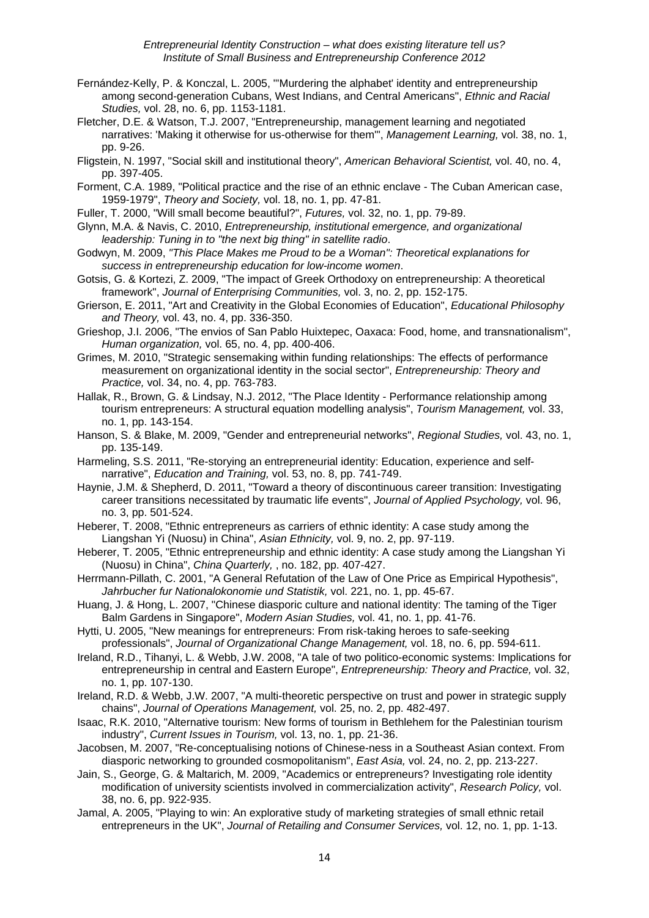Fernández-Kelly, P. & Konczal, L. 2005, "'Murdering the alphabet' identity and entrepreneurship among second-generation Cubans, West Indians, and Central Americans", *Ethnic and Racial Studies,* vol. 28, no. 6, pp. 1153-1181.

Fletcher, D.E. & Watson, T.J. 2007, "Entrepreneurship, management learning and negotiated narratives: 'Making it otherwise for us-otherwise for them'", *Management Learning,* vol. 38, no. 1, pp. 9-26.

Fligstein, N. 1997, "Social skill and institutional theory", *American Behavioral Scientist,* vol. 40, no. 4, pp. 397-405.

Forment, C.A. 1989, "Political practice and the rise of an ethnic enclave - The Cuban American case, 1959-1979", *Theory and Society,* vol. 18, no. 1, pp. 47-81.

Fuller, T. 2000, "Will small become beautiful?", *Futures,* vol. 32, no. 1, pp. 79-89.

Glynn, M.A. & Navis, C. 2010, *Entrepreneurship, institutional emergence, and organizational leadership: Tuning in to "the next big thing" in satellite radio*.

Godwyn, M. 2009, *"This Place Makes me Proud to be a Woman": Theoretical explanations for success in entrepreneurship education for low-income women*.

Gotsis, G. & Kortezi, Z. 2009, "The impact of Greek Orthodoxy on entrepreneurship: A theoretical framework", *Journal of Enterprising Communities,* vol. 3, no. 2, pp. 152-175.

Grierson, E. 2011, "Art and Creativity in the Global Economies of Education", *Educational Philosophy and Theory,* vol. 43, no. 4, pp. 336-350.

Grieshop, J.I. 2006, "The envios of San Pablo Huixtepec, Oaxaca: Food, home, and transnationalism", *Human organization,* vol. 65, no. 4, pp. 400-406.

Grimes, M. 2010, "Strategic sensemaking within funding relationships: The effects of performance measurement on organizational identity in the social sector", *Entrepreneurship: Theory and Practice,* vol. 34, no. 4, pp. 763-783.

Hallak, R., Brown, G. & Lindsay, N.J. 2012, "The Place Identity - Performance relationship among tourism entrepreneurs: A structural equation modelling analysis", *Tourism Management,* vol. 33, no. 1, pp. 143-154.

Hanson, S. & Blake, M. 2009, "Gender and entrepreneurial networks", *Regional Studies,* vol. 43, no. 1, pp. 135-149.

Harmeling, S.S. 2011, "Re-storying an entrepreneurial identity: Education, experience and self-narrative", *Education and Training,* vol. 53, no. 8, pp. 741-749.

Haynie, J.M. & Shepherd, D. 2011, "Toward a theory of discontinuous career transition: Investigating career transitions necessitated by traumatic life events", *Journal of Applied Psychology,* vol. 96, no. 3, pp. 501-524.

Heberer, T. 2008, "Ethnic entrepreneurs as carriers of ethnic identity: A case study among the Liangshan Yi (Nuosu) in China", *Asian Ethnicity,* vol. 9, no. 2, pp. 97-119.

Heberer, T. 2005, "Ethnic entrepreneurship and ethnic identity: A case study among the Liangshan Yi (Nuosu) in China", *China Quarterly,* , no. 182, pp. 407-427.

Herrmann-Pillath, C. 2001, "A General Refutation of the Law of One Price as Empirical Hypothesis", *Jahrbucher fur Nationalokonomie und Statistik,* vol. 221, no. 1, pp. 45-67.

Huang, J. & Hong, L. 2007, "Chinese diasporic culture and national identity: The taming of the Tiger Balm Gardens in Singapore", *Modern Asian Studies,* vol. 41, no. 1, pp. 41-76.

Hytti, U. 2005, "New meanings for entrepreneurs: From risk-taking heroes to safe-seeking professionals", *Journal of Organizational Change Management,* vol. 18, no. 6, pp. 594-611.

Ireland, R.D., Tihanyi, L. & Webb, J.W. 2008, "A tale of two politico-economic systems: Implications for entrepreneurship in central and Eastern Europe", *Entrepreneurship: Theory and Practice,* vol. 32, no. 1, pp. 107-130.

Ireland, R.D. & Webb, J.W. 2007, "A multi-theoretic perspective on trust and power in strategic supply chains", *Journal of Operations Management,* vol. 25, no. 2, pp. 482-497.

Isaac, R.K. 2010, "Alternative tourism: New forms of tourism in Bethlehem for the Palestinian tourism industry", *Current Issues in Tourism,* vol. 13, no. 1, pp. 21-36.

Jacobsen, M. 2007, "Re-conceptualising notions of Chinese-ness in a Southeast Asian context. From diasporic networking to grounded cosmopolitanism", *East Asia,* vol. 24, no. 2, pp. 213-227.

Jain, S., George, G. & Maltarich, M. 2009, "Academics or entrepreneurs? Investigating role identity modification of university scientists involved in commercialization activity", *Research Policy,* vol. 38, no. 6, pp. 922-935.

Jamal, A. 2005, "Playing to win: An explorative study of marketing strategies of small ethnic retail entrepreneurs in the UK", *Journal of Retailing and Consumer Services,* vol. 12, no. 1, pp. 1-13.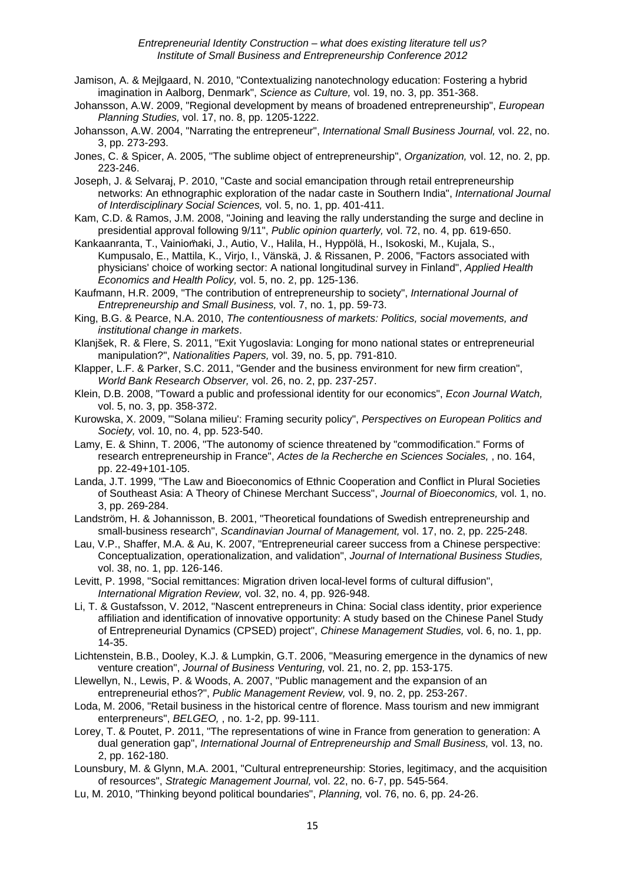Jamison, A. & Mejlgaard, N. 2010, "Contextualizing nanotechnology education: Fostering a hybrid imagination in Aalborg, Denmark", *Science as Culture,* vol. 19, no. 3, pp. 351-368.

Johansson, A.W. 2009, "Regional development by means of broadened entrepreneurship", *European Planning Studies,* vol. 17, no. 8, pp. 1205-1222.

Johansson, A.W. 2004, "Narrating the entrepreneur", *International Small Business Journal,* vol. 22, no. 3, pp. 273-293.

Jones, C. & Spicer, A. 2005, "The sublime object of entrepreneurship", *Organization,* vol. 12, no. 2, pp. 223-246.

Joseph, J. & Selvaraj, P. 2010, "Caste and social emancipation through retail entrepreneurship networks: An ethnographic exploration of the nadar caste in Southern India", *International Journal of Interdisciplinary Social Sciences,* vol. 5, no. 1, pp. 401-411.

Kam, C.D. & Ramos, J.M. 2008, "Joining and leaving the rally understanding the surge and decline in presidential approval following 9/11", *Public opinion quarterly,* vol. 72, no. 4, pp. 619-650.

Kankaanranta, T., Vainioṁaki, J., Autio, V., Halila, H., Hyppölä, H., Isokoski, M., Kujala, S., Kumpusalo, E., Mattila, K., Virjo, I., Vänskä, J. & Rissanen, P. 2006, "Factors associated with physicians' choice of working sector: A national longitudinal survey in Finland", *Applied Health Economics and Health Policy,* vol. 5, no. 2, pp. 125-136.

Kaufmann, H.R. 2009, "The contribution of entrepreneurship to society", *International Journal of Entrepreneurship and Small Business,* vol. 7, no. 1, pp. 59-73.

King, B.G. & Pearce, N.A. 2010, *The contentiousness of markets: Politics, social movements, and institutional change in markets*.

Klanjšek, R. & Flere, S. 2011, "Exit Yugoslavia: Longing for mono national states or entrepreneurial manipulation?", *Nationalities Papers,* vol. 39, no. 5, pp. 791-810.

Klapper, L.F. & Parker, S.C. 2011, "Gender and the business environment for new firm creation", *World Bank Research Observer,* vol. 26, no. 2, pp. 237-257.

Klein, D.B. 2008, "Toward a public and professional identity for our economics", *Econ Journal Watch,* vol. 5, no. 3, pp. 358-372.

Kurowska, X. 2009, "'Solana milieu': Framing security policy", *Perspectives on European Politics and Society,* vol. 10, no. 4, pp. 523-540.

Lamy, E. & Shinn, T. 2006, "The autonomy of science threatened by "commodification." Forms of research entrepreneurship in France", *Actes de la Recherche en Sciences Sociales,* , no. 164, pp. 22-49+101-105.

Landa, J.T. 1999, "The Law and Bioeconomics of Ethnic Cooperation and Conflict in Plural Societies of Southeast Asia: A Theory of Chinese Merchant Success", *Journal of Bioeconomics,* vol. 1, no. 3, pp. 269-284.

Landström, H. & Johannisson, B. 2001, "Theoretical foundations of Swedish entrepreneurship and small-business research", *Scandinavian Journal of Management,* vol. 17, no. 2, pp. 225-248.

Lau, V.P., Shaffer, M.A. & Au, K. 2007, "Entrepreneurial career success from a Chinese perspective: Conceptualization, operationalization, and validation", *Journal of International Business Studies,* vol. 38, no. 1, pp. 126-146.

Levitt, P. 1998, "Social remittances: Migration driven local-level forms of cultural diffusion", *International Migration Review,* vol. 32, no. 4, pp. 926-948.

Li, T. & Gustafsson, V. 2012, "Nascent entrepreneurs in China: Social class identity, prior experience affiliation and identification of innovative opportunity: A study based on the Chinese Panel Study of Entrepreneurial Dynamics (CPSED) project", *Chinese Management Studies,* vol. 6, no. 1, pp. 14-35.

Lichtenstein, B.B., Dooley, K.J. & Lumpkin, G.T. 2006, "Measuring emergence in the dynamics of new venture creation", *Journal of Business Venturing,* vol. 21, no. 2, pp. 153-175.

Llewellyn, N., Lewis, P. & Woods, A. 2007, "Public management and the expansion of an entrepreneurial ethos?", *Public Management Review,* vol. 9, no. 2, pp. 253-267.

Loda, M. 2006, "Retail business in the historical centre of florence. Mass tourism and new immigrant enterpreneurs", *BELGEO,* , no. 1-2, pp. 99-111.

Lorey, T. & Poutet, P. 2011, "The representations of wine in France from generation to generation: A dual generation gap", *International Journal of Entrepreneurship and Small Business,* vol. 13, no. 2, pp. 162-180.

Lounsbury, M. & Glynn, M.A. 2001, "Cultural entrepreneurship: Stories, legitimacy, and the acquisition of resources", *Strategic Management Journal,* vol. 22, no. 6-7, pp. 545-564.

Lu, M. 2010, "Thinking beyond political boundaries", *Planning,* vol. 76, no. 6, pp. 24-26.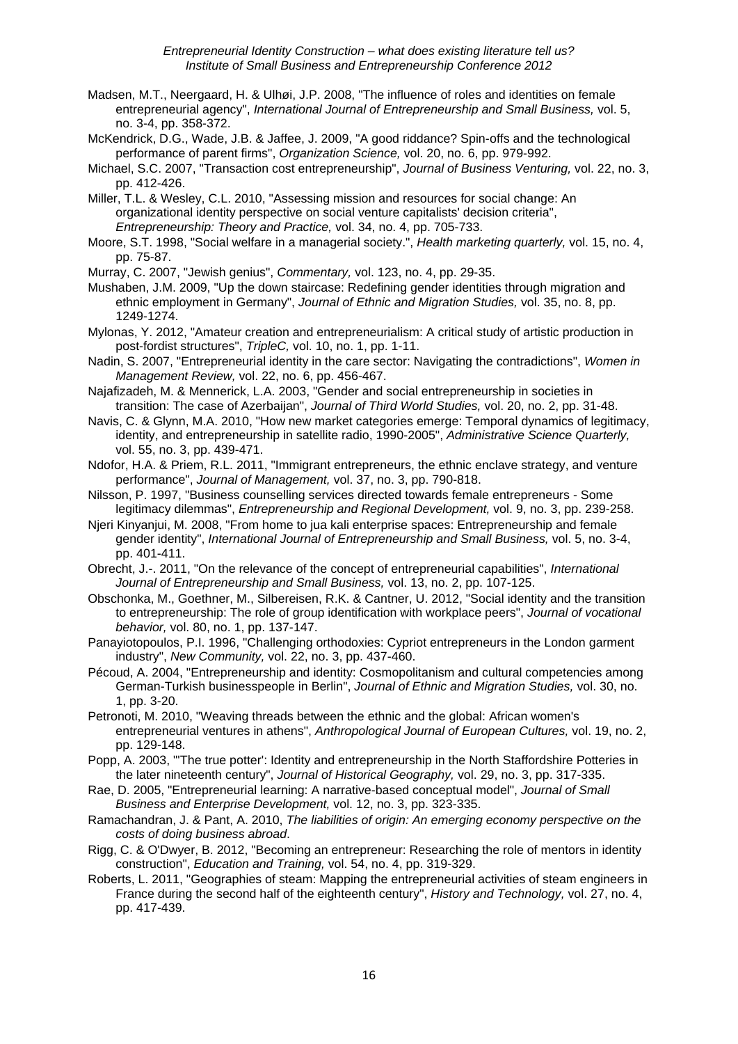Madsen, M.T., Neergaard, H. & Ulhøi, J.P. 2008, "The influence of roles and identities on female entrepreneurial agency", *International Journal of Entrepreneurship and Small Business,* vol. 5, no. 3-4, pp. 358-372.

McKendrick, D.G., Wade, J.B. & Jaffee, J. 2009, "A good riddance? Spin-offs and the technological performance of parent firms", *Organization Science,* vol. 20, no. 6, pp. 979-992.

Michael, S.C. 2007, "Transaction cost entrepreneurship", *Journal of Business Venturing,* vol. 22, no. 3, pp. 412-426.

Miller, T.L. & Wesley, C.L. 2010, "Assessing mission and resources for social change: An organizational identity perspective on social venture capitalists' decision criteria", *Entrepreneurship: Theory and Practice,* vol. 34, no. 4, pp. 705-733.

Moore, S.T. 1998, "Social welfare in a managerial society.", *Health marketing quarterly,* vol. 15, no. 4, pp. 75-87.

Murray, C. 2007, "Jewish genius", *Commentary,* vol. 123, no. 4, pp. 29-35.

Mushaben, J.M. 2009, "Up the down staircase: Redefining gender identities through migration and ethnic employment in Germany", *Journal of Ethnic and Migration Studies,* vol. 35, no. 8, pp. 1249-1274.

Mylonas, Y. 2012, "Amateur creation and entrepreneurialism: A critical study of artistic production in post-fordist structures", *TripleC,* vol. 10, no. 1, pp. 1-11.

Nadin, S. 2007, "Entrepreneurial identity in the care sector: Navigating the contradictions", *Women in Management Review,* vol. 22, no. 6, pp. 456-467.

Najafizadeh, M. & Mennerick, L.A. 2003, "Gender and social entrepreneurship in societies in transition: The case of Azerbaijan", *Journal of Third World Studies,* vol. 20, no. 2, pp. 31-48.

Navis, C. & Glynn, M.A. 2010, "How new market categories emerge: Temporal dynamics of legitimacy, identity, and entrepreneurship in satellite radio, 1990-2005", *Administrative Science Quarterly,* vol. 55, no. 3, pp. 439-471.

Ndofor, H.A. & Priem, R.L. 2011, "Immigrant entrepreneurs, the ethnic enclave strategy, and venture performance", *Journal of Management,* vol. 37, no. 3, pp. 790-818.

Nilsson, P. 1997, "Business counselling services directed towards female entrepreneurs - Some legitimacy dilemmas", *Entrepreneurship and Regional Development,* vol. 9, no. 3, pp. 239-258.

Njeri Kinyanjui, M. 2008, "From home to jua kali enterprise spaces: Entrepreneurship and female gender identity", *International Journal of Entrepreneurship and Small Business,* vol. 5, no. 3-4, pp. 401-411.

Obrecht, J.-. 2011, "On the relevance of the concept of entrepreneurial capabilities", *International Journal of Entrepreneurship and Small Business,* vol. 13, no. 2, pp. 107-125.

Obschonka, M., Goethner, M., Silbereisen, R.K. & Cantner, U. 2012, "Social identity and the transition to entrepreneurship: The role of group identification with workplace peers", *Journal of vocational behavior,* vol. 80, no. 1, pp. 137-147.

Panayiotopoulos, P.I. 1996, "Challenging orthodoxies: Cypriot entrepreneurs in the London garment industry", *New Community,* vol. 22, no. 3, pp. 437-460.

Pécoud, A. 2004, "Entrepreneurship and identity: Cosmopolitanism and cultural competencies among German-Turkish businesspeople in Berlin", *Journal of Ethnic and Migration Studies,* vol. 30, no. 1, pp. 3-20.

Petronoti, M. 2010, "Weaving threads between the ethnic and the global: African women's entrepreneurial ventures in athens", *Anthropological Journal of European Cultures,* vol. 19, no. 2, pp. 129-148.

Popp, A. 2003, "'The true potter': Identity and entrepreneurship in the North Staffordshire Potteries in the later nineteenth century", *Journal of Historical Geography,* vol. 29, no. 3, pp. 317-335.

Rae, D. 2005, "Entrepreneurial learning: A narrative-based conceptual model", *Journal of Small Business and Enterprise Development,* vol. 12, no. 3, pp. 323-335.

Ramachandran, J. & Pant, A. 2010, *The liabilities of origin: An emerging economy perspective on the costs of doing business abroad*.

Rigg, C. & O'Dwyer, B. 2012, "Becoming an entrepreneur: Researching the role of mentors in identity construction", *Education and Training,* vol. 54, no. 4, pp. 319-329.

Roberts, L. 2011, "Geographies of steam: Mapping the entrepreneurial activities of steam engineers in France during the second half of the eighteenth century", *History and Technology,* vol. 27, no. 4, pp. 417-439.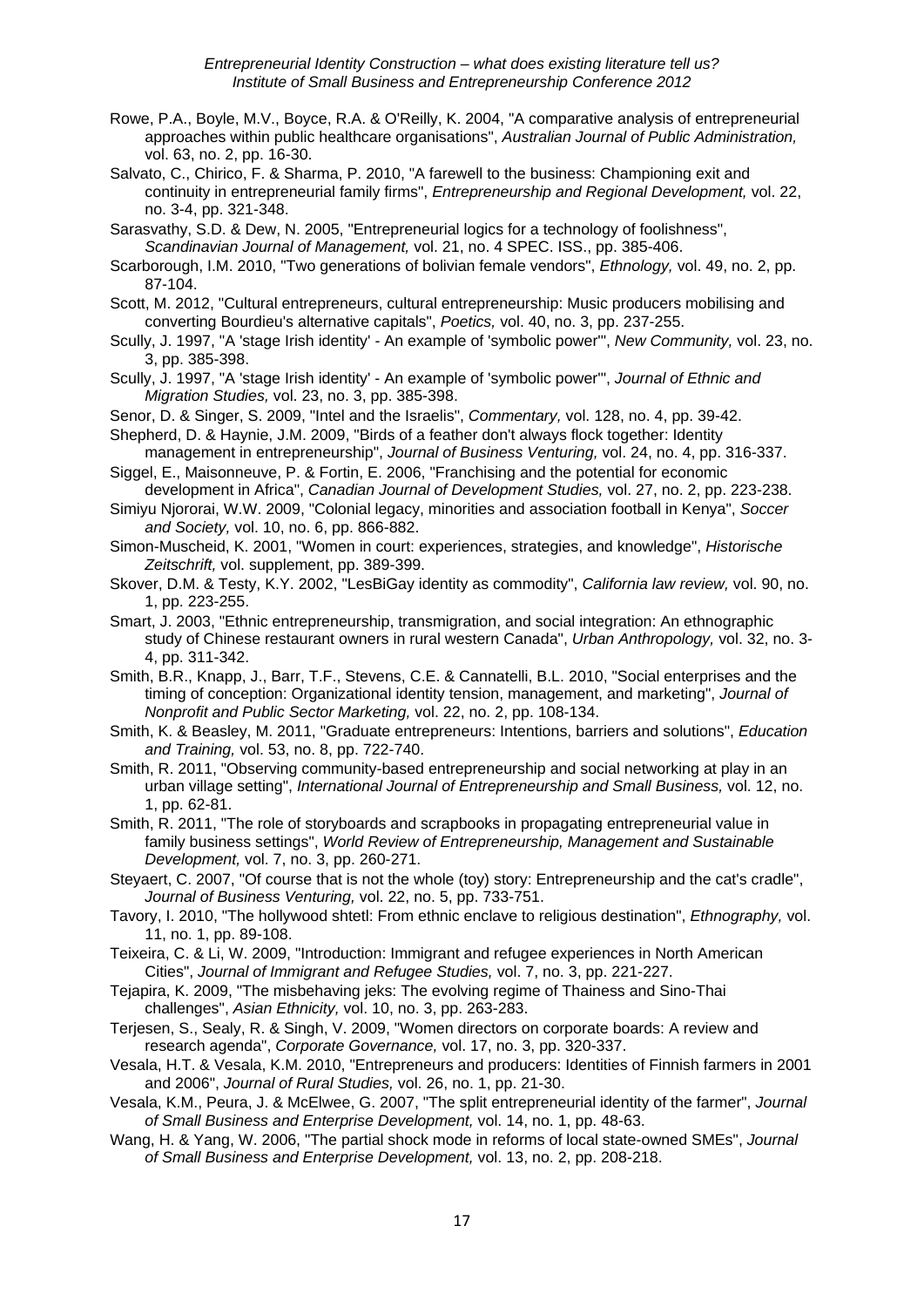Rowe, P.A., Boyle, M.V., Boyce, R.A. & O'Reilly, K. 2004, "A comparative analysis of entrepreneurial approaches within public healthcare organisations", *Australian Journal of Public Administration,* vol. 63, no. 2, pp. 16-30.

Salvato, C., Chirico, F. & Sharma, P. 2010, "A farewell to the business: Championing exit and continuity in entrepreneurial family firms", *Entrepreneurship and Regional Development,* vol. 22, no. 3-4, pp. 321-348.

Sarasvathy, S.D. & Dew, N. 2005, "Entrepreneurial logics for a technology of foolishness", *Scandinavian Journal of Management,* vol. 21, no. 4 SPEC. ISS., pp. 385-406.

Scarborough, I.M. 2010, "Two generations of bolivian female vendors", *Ethnology,* vol. 49, no. 2, pp. 87-104.

Scott, M. 2012, "Cultural entrepreneurs, cultural entrepreneurship: Music producers mobilising and converting Bourdieu's alternative capitals", *Poetics,* vol. 40, no. 3, pp. 237-255.

Scully, J. 1997, "A 'stage Irish identity' - An example of 'symbolic power'", *New Community,* vol. 23, no. 3, pp. 385-398.

Scully, J. 1997, "A 'stage Irish identity' - An example of 'symbolic power'", *Journal of Ethnic and Migration Studies,* vol. 23, no. 3, pp. 385-398.

Senor, D. & Singer, S. 2009, "Intel and the Israelis", *Commentary,* vol. 128, no. 4, pp. 39-42.

Shepherd, D. & Haynie, J.M. 2009, "Birds of a feather don't always flock together: Identity management in entrepreneurship", *Journal of Business Venturing,* vol. 24, no. 4, pp. 316-337.

Siggel, E., Maisonneuve, P. & Fortin, E. 2006, "Franchising and the potential for economic development in Africa", *Canadian Journal of Development Studies,* vol. 27, no. 2, pp. 223-238.

Simiyu Njororai, W.W. 2009, "Colonial legacy, minorities and association football in Kenya", *Soccer and Society,* vol. 10, no. 6, pp. 866-882.

Simon-Muscheid, K. 2001, "Women in court: experiences, strategies, and knowledge", *Historische Zeitschrift,* vol. supplement, pp. 389-399.

Skover, D.M. & Testy, K.Y. 2002, "LesBiGay identity as commodity", *California law review,* vol. 90, no. 1, pp. 223-255.

Smart, J. 2003, "Ethnic entrepreneurship, transmigration, and social integration: An ethnographic study of Chinese restaurant owners in rural western Canada", *Urban Anthropology,* vol. 32, no. 3-4, pp. 311-342.

Smith, B.R., Knapp, J., Barr, T.F., Stevens, C.E. & Cannatelli, B.L. 2010, "Social enterprises and the timing of conception: Organizational identity tension, management, and marketing", *Journal of Nonprofit and Public Sector Marketing,* vol. 22, no. 2, pp. 108-134.

Smith, K. & Beasley, M. 2011, "Graduate entrepreneurs: Intentions, barriers and solutions", *Education and Training,* vol. 53, no. 8, pp. 722-740.

Smith, R. 2011, "Observing community-based entrepreneurship and social networking at play in an urban village setting", *International Journal of Entrepreneurship and Small Business,* vol. 12, no. 1, pp. 62-81.

Smith, R. 2011, "The role of storyboards and scrapbooks in propagating entrepreneurial value in family business settings", *World Review of Entrepreneurship, Management and Sustainable Development,* vol. 7, no. 3, pp. 260-271.

Steyaert, C. 2007, "Of course that is not the whole (toy) story: Entrepreneurship and the cat's cradle", *Journal of Business Venturing,* vol. 22, no. 5, pp. 733-751.

Tavory, I. 2010, "The hollywood shtetl: From ethnic enclave to religious destination", *Ethnography,* vol. 11, no. 1, pp. 89-108.

Teixeira, C. & Li, W. 2009, "Introduction: Immigrant and refugee experiences in North American Cities", *Journal of Immigrant and Refugee Studies,* vol. 7, no. 3, pp. 221-227.

Tejapira, K. 2009, "The misbehaving jeks: The evolving regime of Thainess and Sino-Thai challenges", *Asian Ethnicity,* vol. 10, no. 3, pp. 263-283.

Terjesen, S., Sealy, R. & Singh, V. 2009, "Women directors on corporate boards: A review and research agenda", *Corporate Governance,* vol. 17, no. 3, pp. 320-337.

Vesala, H.T. & Vesala, K.M. 2010, "Entrepreneurs and producers: Identities of Finnish farmers in 2001 and 2006", *Journal of Rural Studies,* vol. 26, no. 1, pp. 21-30.

Vesala, K.M., Peura, J. & McElwee, G. 2007, "The split entrepreneurial identity of the farmer", *Journal of Small Business and Enterprise Development,* vol. 14, no. 1, pp. 48-63.

Wang, H. & Yang, W. 2006, "The partial shock mode in reforms of local state-owned SMEs", *Journal of Small Business and Enterprise Development,* vol. 13, no. 2, pp. 208-218.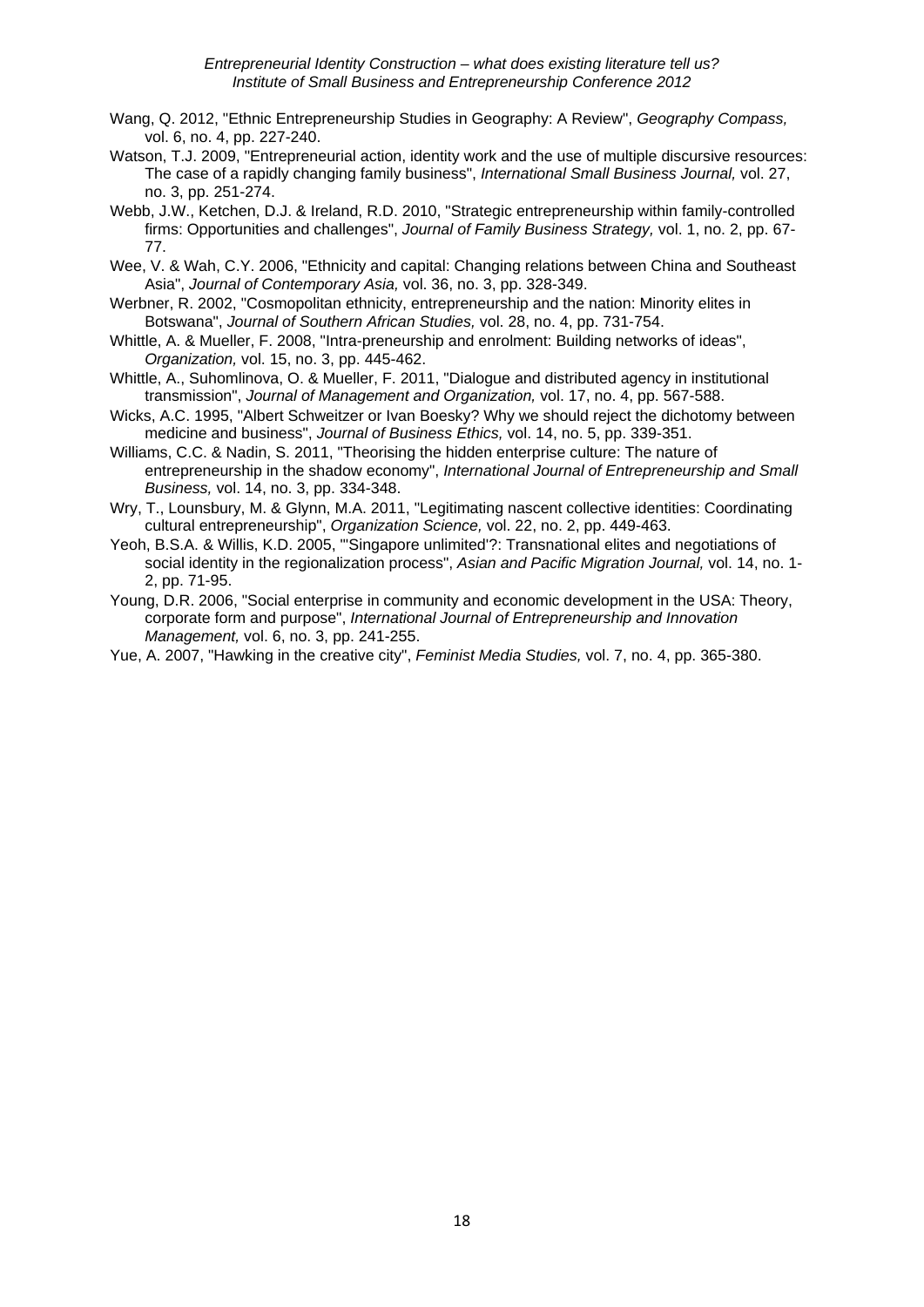Wang, Q. 2012, "Ethnic Entrepreneurship Studies in Geography: A Review", *Geography Compass,* vol. 6, no. 4, pp. 227-240.

Watson, T.J. 2009, "Entrepreneurial action, identity work and the use of multiple discursive resources: The case of a rapidly changing family business", *International Small Business Journal,* vol. 27, no. 3, pp. 251-274.

Webb, J.W., Ketchen, D.J. & Ireland, R.D. 2010, "Strategic entrepreneurship within family-controlled firms: Opportunities and challenges", *Journal of Family Business Strategy,* vol. 1, no. 2, pp. 67-77.

Wee, V. & Wah, C.Y. 2006, "Ethnicity and capital: Changing relations between China and Southeast Asia", *Journal of Contemporary Asia,* vol. 36, no. 3, pp. 328-349.

Werbner, R. 2002, "Cosmopolitan ethnicity, entrepreneurship and the nation: Minority elites in Botswana", *Journal of Southern African Studies,* vol. 28, no. 4, pp. 731-754.

Whittle, A. & Mueller, F. 2008, "Intra-preneurship and enrolment: Building networks of ideas", *Organization,* vol. 15, no. 3, pp. 445-462.

Whittle, A., Suhomlinova, O. & Mueller, F. 2011, "Dialogue and distributed agency in institutional transmission", *Journal of Management and Organization,* vol. 17, no. 4, pp. 567-588.

Wicks, A.C. 1995, "Albert Schweitzer or Ivan Boesky? Why we should reject the dichotomy between medicine and business", *Journal of Business Ethics,* vol. 14, no. 5, pp. 339-351.

Williams, C.C. & Nadin, S. 2011, "Theorising the hidden enterprise culture: The nature of entrepreneurship in the shadow economy", *International Journal of Entrepreneurship and Small Business,* vol. 14, no. 3, pp. 334-348.

Wry, T., Lounsbury, M. & Glynn, M.A. 2011, "Legitimating nascent collective identities: Coordinating cultural entrepreneurship", *Organization Science,* vol. 22, no. 2, pp. 449-463.

Yeoh, B.S.A. & Willis, K.D. 2005, "'Singapore unlimited'?: Transnational elites and negotiations of social identity in the regionalization process", *Asian and Pacific Migration Journal,* vol. 14, no. 1-2, pp. 71-95.

Young, D.R. 2006, "Social enterprise in community and economic development in the USA: Theory, corporate form and purpose", *International Journal of Entrepreneurship and Innovation Management,* vol. 6, no. 3, pp. 241-255.

Yue, A. 2007, "Hawking in the creative city", *Feminist Media Studies,* vol. 7, no. 4, pp. 365-380.